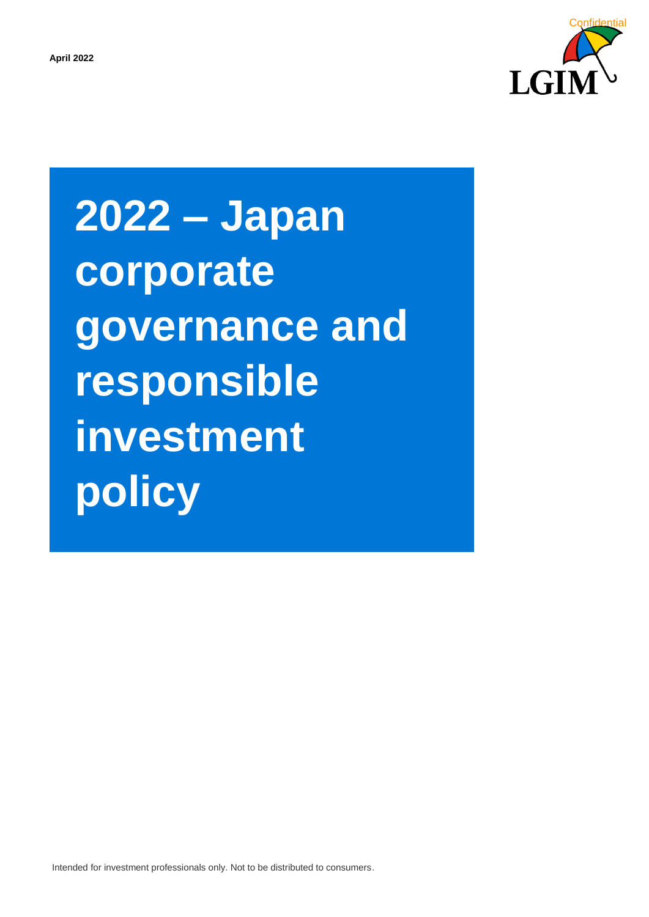April 2022

Confidential

LGIM

# 2022 – Japan corporate governance and responsible investment policy

Intended for investment professionals only. Not to be distributed to consumers.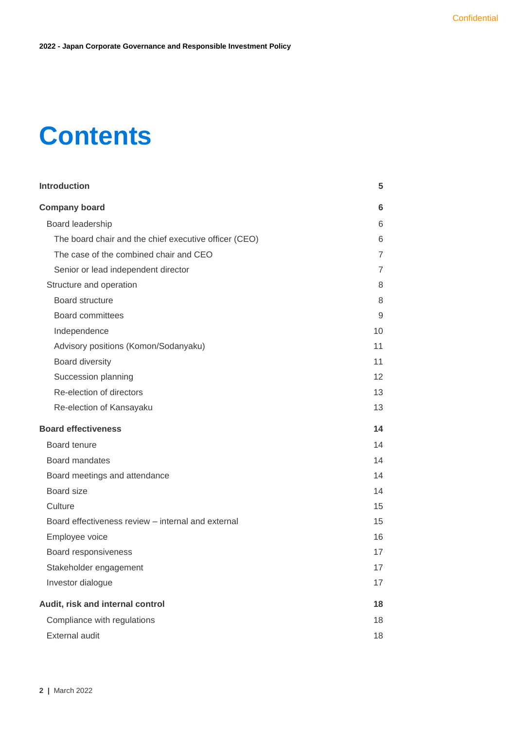# Contents

| | |
|---|---|
| **Introduction** | **5** |
| **Company board** | **6** |
| Board leadership | 6 |
| The board chair and the chief executive officer (CEO) | 6 |
| The case of the combined chair and CEO | 7 |
| Senior or lead independent director | 7 |
| Structure and operation | 8 |
| Board structure | 8 |
| Board committees | 9 |
| Independence | 10 |
| Advisory positions (Komon/Sodanyaku) | 11 |
| Board diversity | 11 |
| Succession planning | 12 |
| Re-election of directors | 13 |
| Re-election of Kansayaku | 13 |
| **Board effectiveness** | **14** |
| Board tenure | 14 |
| Board mandates | 14 |
| Board meetings and attendance | 14 |
| Board size | 14 |
| Culture | 15 |
| Board effectiveness review – internal and external | 15 |
| Employee voice | 16 |
| Board responsiveness | 17 |
| Stakeholder engagement | 17 |
| Investor dialogue | 17 |
| **Audit, risk and internal control** | **18** |
| Compliance with regulations | 18 |
| External audit | 18 |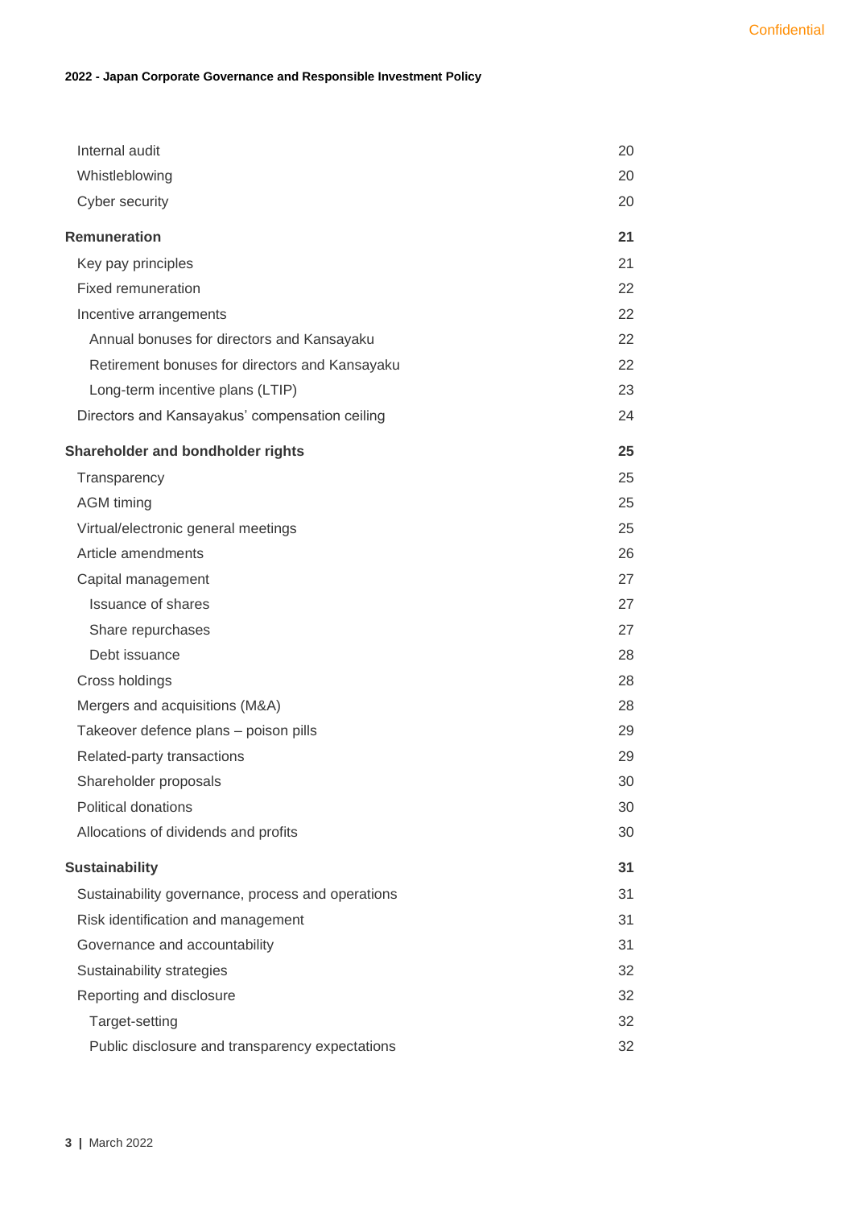| | |
|---|---|
| Internal audit | 20 |
| Whistleblowing | 20 |
| Cyber security | 20 |
| **Remuneration** | **21** |
| Key pay principles | 21 |
| Fixed remuneration | 22 |
| Incentive arrangements | 22 |
| Annual bonuses for directors and Kansayaku | 22 |
| Retirement bonuses for directors and Kansayaku | 22 |
| Long-term incentive plans (LTIP) | 23 |
| Directors and Kansayakus' compensation ceiling | 24 |
| **Shareholder and bondholder rights** | **25** |
| Transparency | 25 |
| AGM timing | 25 |
| Virtual/electronic general meetings | 25 |
| Article amendments | 26 |
| Capital management | 27 |
| Issuance of shares | 27 |
| Share repurchases | 27 |
| Debt issuance | 28 |
| Cross holdings | 28 |
| Mergers and acquisitions (M&A) | 28 |
| Takeover defence plans – poison pills | 29 |
| Related-party transactions | 29 |
| Shareholder proposals | 30 |
| Political donations | 30 |
| Allocations of dividends and profits | 30 |
| **Sustainability** | **31** |
| Sustainability governance, process and operations | 31 |
| Risk identification and management | 31 |
| Governance and accountability | 31 |
| Sustainability strategies | 32 |
| Reporting and disclosure | 32 |
| Target-setting | 32 |
| Public disclosure and transparency expectations | 32 |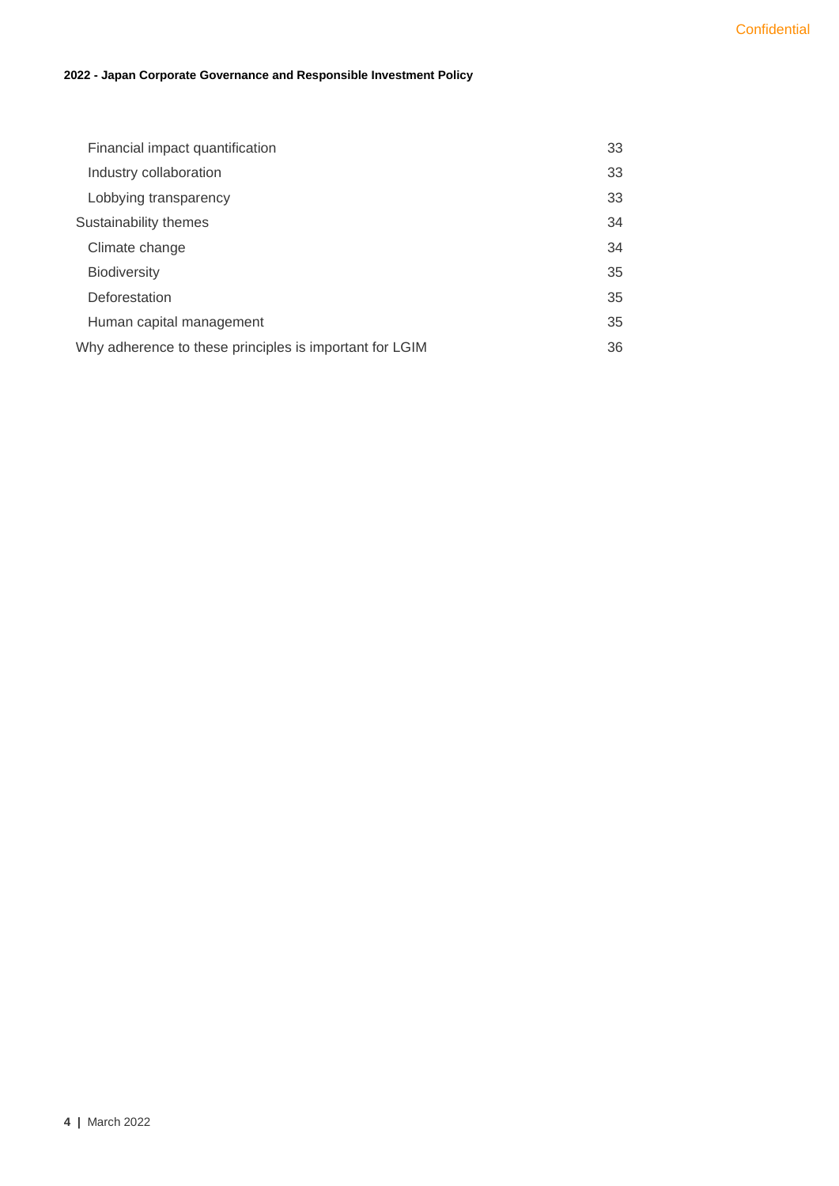| | |
|---|---|
| Financial impact quantification | 33 |
| Industry collaboration | 33 |
| Lobbying transparency | 33 |
| Sustainability themes | 34 |
| Climate change | 34 |
| Biodiversity | 35 |
| Deforestation | 35 |
| Human capital management | 35 |
| Why adherence to these principles is important for LGIM | 36 |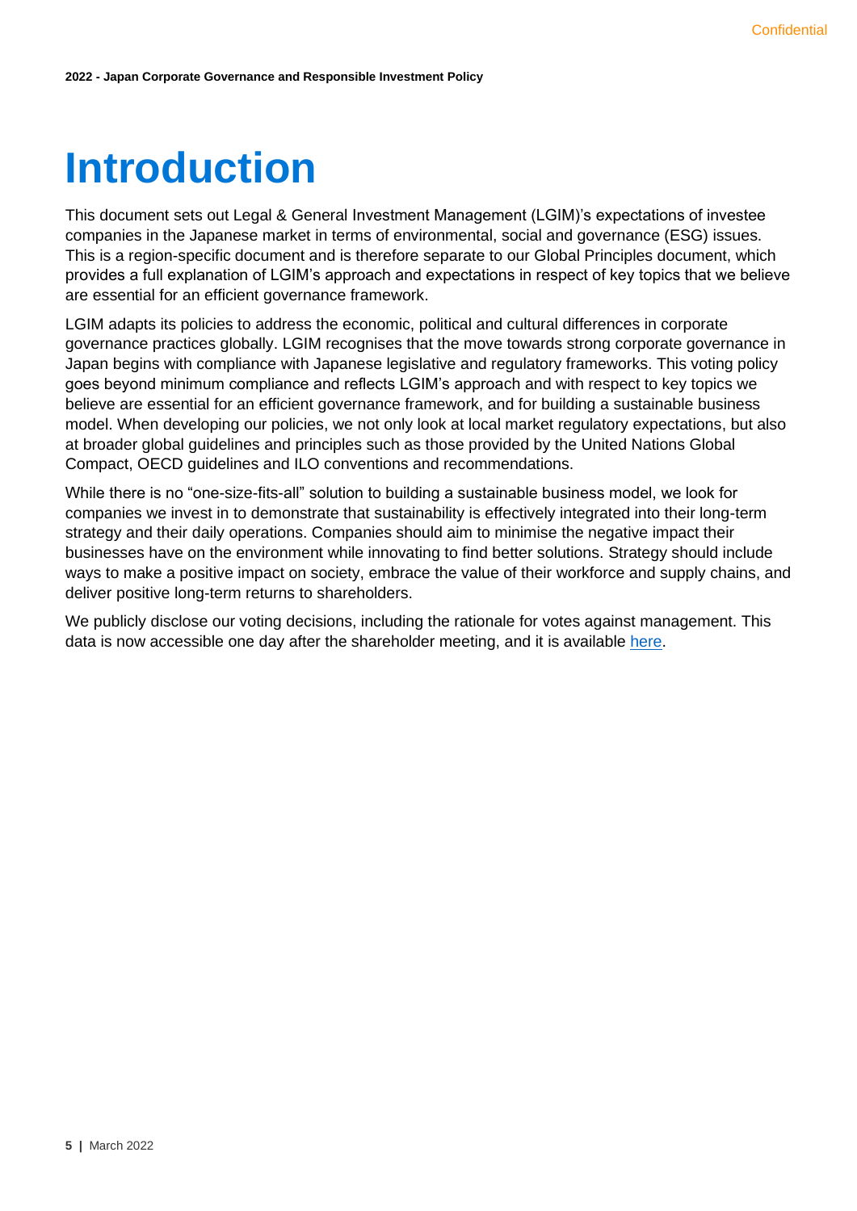# Introduction

This document sets out Legal & General Investment Management (LGIM)'s expectations of investee companies in the Japanese market in terms of environmental, social and governance (ESG) issues. This is a region-specific document and is therefore separate to our Global Principles document, which provides a full explanation of LGIM's approach and expectations in respect of key topics that we believe are essential for an efficient governance framework.

LGIM adapts its policies to address the economic, political and cultural differences in corporate governance practices globally. LGIM recognises that the move towards strong corporate governance in Japan begins with compliance with Japanese legislative and regulatory frameworks. This voting policy goes beyond minimum compliance and reflects LGIM's approach and with respect to key topics we believe are essential for an efficient governance framework, and for building a sustainable business model. When developing our policies, we not only look at local market regulatory expectations, but also at broader global guidelines and principles such as those provided by the United Nations Global Compact, OECD guidelines and ILO conventions and recommendations.

While there is no "one-size-fits-all" solution to building a sustainable business model, we look for companies we invest in to demonstrate that sustainability is effectively integrated into their long-term strategy and their daily operations. Companies should aim to minimise the negative impact their businesses have on the environment while innovating to find better solutions. Strategy should include ways to make a positive impact on society, embrace the value of their workforce and supply chains, and deliver positive long-term returns to shareholders.

We publicly disclose our voting decisions, including the rationale for votes against management. This data is now accessible one day after the shareholder meeting, and it is available here.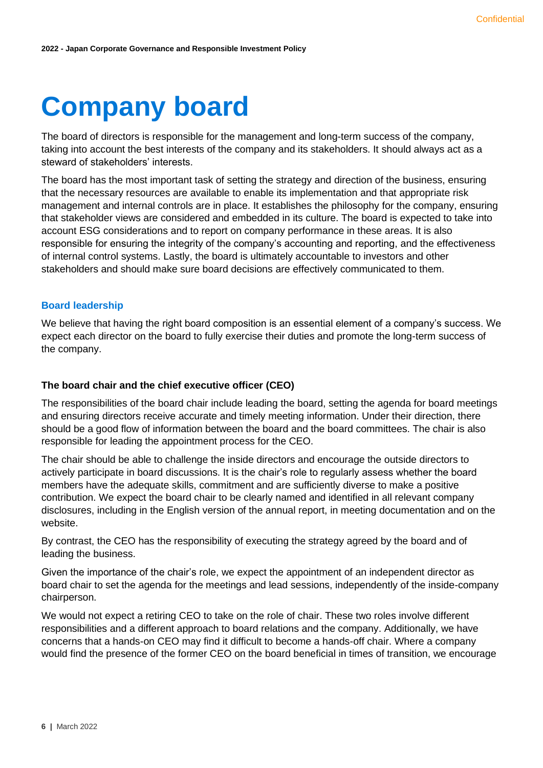# Company board

The board of directors is responsible for the management and long-term success of the company, taking into account the best interests of the company and its stakeholders. It should always act as a steward of stakeholders' interests.

The board has the most important task of setting the strategy and direction of the business, ensuring that the necessary resources are available to enable its implementation and that appropriate risk management and internal controls are in place. It establishes the philosophy for the company, ensuring that stakeholder views are considered and embedded in its culture. The board is expected to take into account ESG considerations and to report on company performance in these areas. It is also responsible for ensuring the integrity of the company's accounting and reporting, and the effectiveness of internal control systems. Lastly, the board is ultimately accountable to investors and other stakeholders and should make sure board decisions are effectively communicated to them.

## Board leadership

We believe that having the right board composition is an essential element of a company's success. We expect each director on the board to fully exercise their duties and promote the long-term success of the company.

### The board chair and the chief executive officer (CEO)

The responsibilities of the board chair include leading the board, setting the agenda for board meetings and ensuring directors receive accurate and timely meeting information. Under their direction, there should be a good flow of information between the board and the board committees. The chair is also responsible for leading the appointment process for the CEO.

The chair should be able to challenge the inside directors and encourage the outside directors to actively participate in board discussions. It is the chair's role to regularly assess whether the board members have the adequate skills, commitment and are sufficiently diverse to make a positive contribution. We expect the board chair to be clearly named and identified in all relevant company disclosures, including in the English version of the annual report, in meeting documentation and on the website.

By contrast, the CEO has the responsibility of executing the strategy agreed by the board and of leading the business.

Given the importance of the chair's role, we expect the appointment of an independent director as board chair to set the agenda for the meetings and lead sessions, independently of the inside-company chairperson.

We would not expect a retiring CEO to take on the role of chair. These two roles involve different responsibilities and a different approach to board relations and the company. Additionally, we have concerns that a hands-on CEO may find it difficult to become a hands-off chair. Where a company would find the presence of the former CEO on the board beneficial in times of transition, we encourage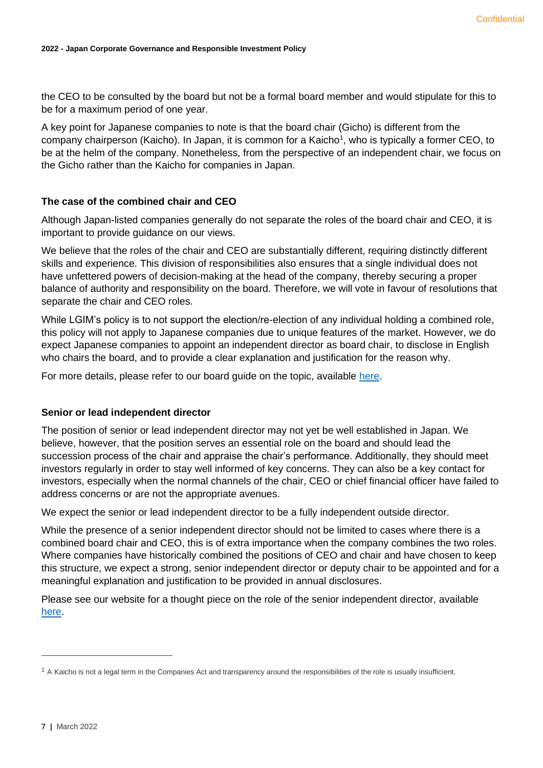the CEO to be consulted by the board but not be a formal board member and would stipulate for this to be for a maximum period of one year.

A key point for Japanese companies to note is that the board chair (Gicho) is different from the company chairperson (Kaicho). In Japan, it is common for a Kaicho[1], who is typically a former CEO, to be at the helm of the company. Nonetheless, from the perspective of an independent chair, we focus on the Gicho rather than the Kaicho for companies in Japan.

### The case of the combined chair and CEO

Although Japan-listed companies generally do not separate the roles of the board chair and CEO, it is important to provide guidance on our views.

We believe that the roles of the chair and CEO are substantially different, requiring distinctly different skills and experience. This division of responsibilities also ensures that a single individual does not have unfettered powers of decision-making at the head of the company, thereby securing a proper balance of authority and responsibility on the board. Therefore, we will vote in favour of resolutions that separate the chair and CEO roles.

While LGIM's policy is to not support the election/re-election of any individual holding a combined role, this policy will not apply to Japanese companies due to unique features of the market. However, we do expect Japanese companies to appoint an independent director as board chair, to disclose in English who chairs the board, and to provide a clear explanation and justification for the reason why.

For more details, please refer to our board guide on the topic, available [here].

### Senior or lead independent director

The position of senior or lead independent director may not yet be well established in Japan. We believe, however, that the position serves an essential role on the board and should lead the succession process of the chair and appraise the chair's performance. Additionally, they should meet investors regularly in order to stay well informed of key concerns. They can also be a key contact for investors, especially when the normal channels of the chair, CEO or chief financial officer have failed to address concerns or are not the appropriate avenues.

We expect the senior or lead independent director to be a fully independent outside director.

While the presence of a senior independent director should not be limited to cases where there is a combined board chair and CEO, this is of extra importance when the company combines the two roles. Where companies have historically combined the positions of CEO and chair and have chosen to keep this structure, we expect a strong, senior independent director or deputy chair to be appointed and for a meaningful explanation and justification to be provided in annual disclosures.

Please see our website for a thought piece on the role of the senior independent director, available [here].

---

[1] A Kaicho is not a legal term in the Companies Act and transparency around the responsibilities of the role is usually insufficient.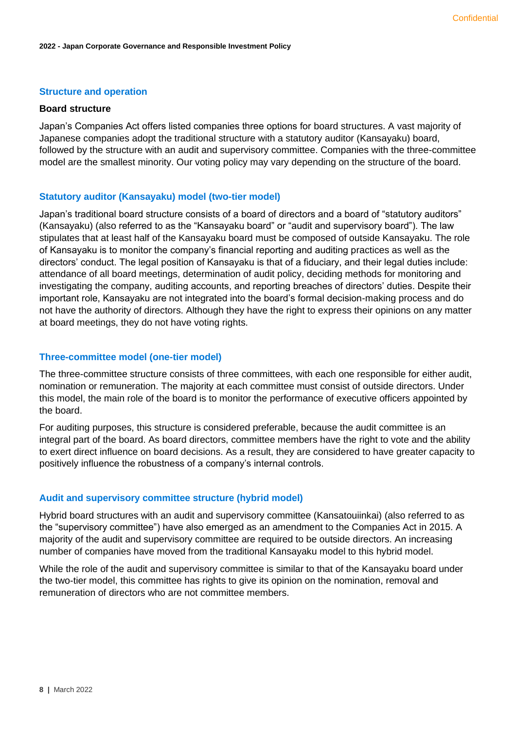## Structure and operation

### Board structure

Japan's Companies Act offers listed companies three options for board structures. A vast majority of Japanese companies adopt the traditional structure with a statutory auditor (Kansayaku) board, followed by the structure with an audit and supervisory committee. Companies with the three-committee model are the smallest minority. Our voting policy may vary depending on the structure of the board.

### Statutory auditor (Kansayaku) model (two-tier model)

Japan's traditional board structure consists of a board of directors and a board of "statutory auditors" (Kansayaku) (also referred to as the "Kansayaku board" or "audit and supervisory board"). The law stipulates that at least half of the Kansayaku board must be composed of outside Kansayaku. The role of Kansayaku is to monitor the company's financial reporting and auditing practices as well as the directors' conduct. The legal position of Kansayaku is that of a fiduciary, and their legal duties include: attendance of all board meetings, determination of audit policy, deciding methods for monitoring and investigating the company, auditing accounts, and reporting breaches of directors' duties. Despite their important role, Kansayaku are not integrated into the board's formal decision-making process and do not have the authority of directors. Although they have the right to express their opinions on any matter at board meetings, they do not have voting rights.

### Three-committee model (one-tier model)

The three-committee structure consists of three committees, with each one responsible for either audit, nomination or remuneration. The majority at each committee must consist of outside directors. Under this model, the main role of the board is to monitor the performance of executive officers appointed by the board.

For auditing purposes, this structure is considered preferable, because the audit committee is an integral part of the board. As board directors, committee members have the right to vote and the ability to exert direct influence on board decisions. As a result, they are considered to have greater capacity to positively influence the robustness of a company's internal controls.

### Audit and supervisory committee structure (hybrid model)

Hybrid board structures with an audit and supervisory committee (Kansatouiinkai) (also referred to as the "supervisory committee") have also emerged as an amendment to the Companies Act in 2015. A majority of the audit and supervisory committee are required to be outside directors. An increasing number of companies have moved from the traditional Kansayaku model to this hybrid model.

While the role of the audit and supervisory committee is similar to that of the Kansayaku board under the two-tier model, this committee has rights to give its opinion on the nomination, removal and remuneration of directors who are not committee members.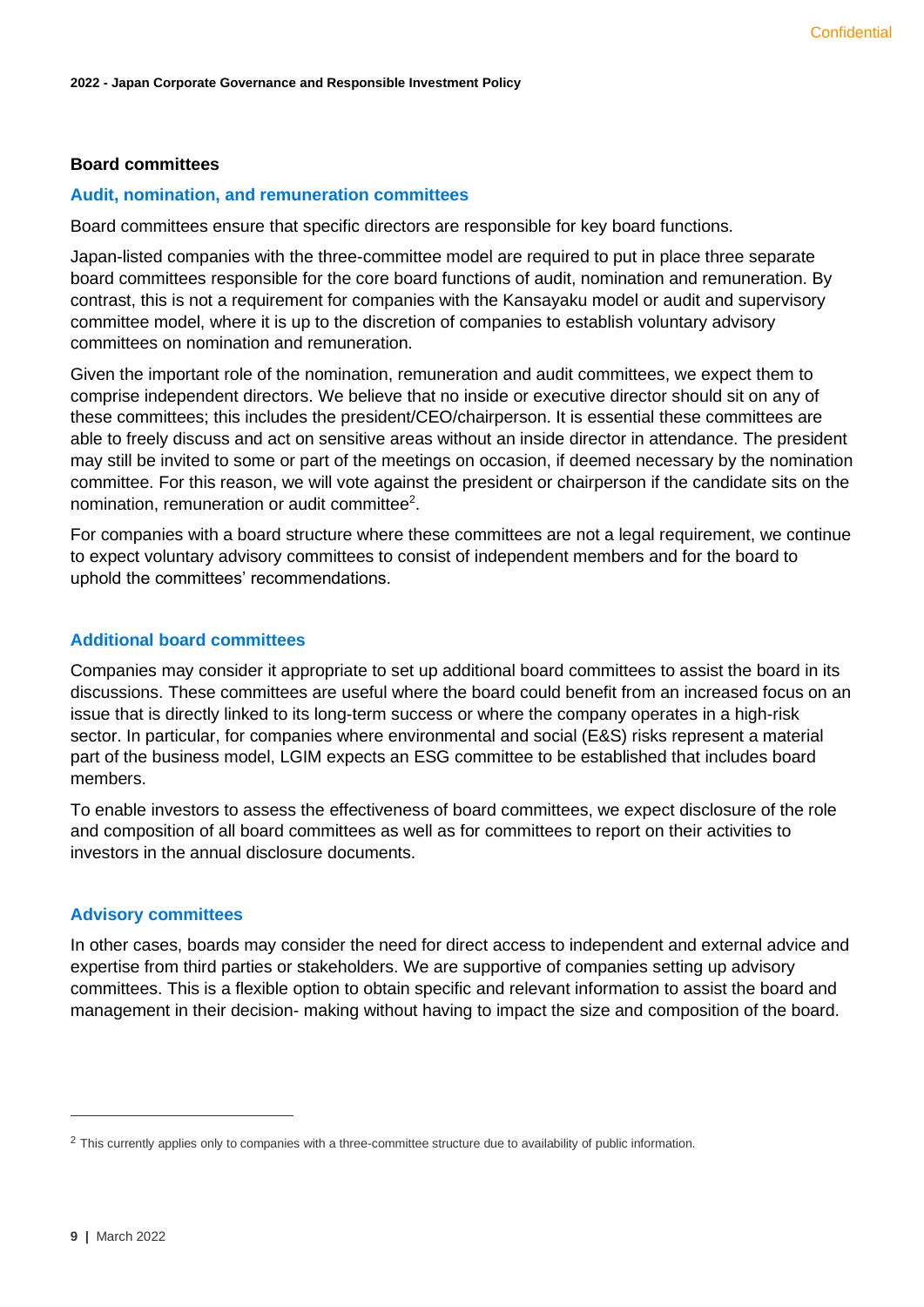## Board committees

### Audit, nomination, and remuneration committees

Board committees ensure that specific directors are responsible for key board functions.

Japan-listed companies with the three-committee model are required to put in place three separate board committees responsible for the core board functions of audit, nomination and remuneration. By contrast, this is not a requirement for companies with the Kansayaku model or audit and supervisory committee model, where it is up to the discretion of companies to establish voluntary advisory committees on nomination and remuneration.

Given the important role of the nomination, remuneration and audit committees, we expect them to comprise independent directors. We believe that no inside or executive director should sit on any of these committees; this includes the president/CEO/chairperson. It is essential these committees are able to freely discuss and act on sensitive areas without an inside director in attendance. The president may still be invited to some or part of the meetings on occasion, if deemed necessary by the nomination committee. For this reason, we will vote against the president or chairperson if the candidate sits on the nomination, remuneration or audit committee[2].

For companies with a board structure where these committees are not a legal requirement, we continue to expect voluntary advisory committees to consist of independent members and for the board to uphold the committees' recommendations.

### Additional board committees

Companies may consider it appropriate to set up additional board committees to assist the board in its discussions. These committees are useful where the board could benefit from an increased focus on an issue that is directly linked to its long-term success or where the company operates in a high-risk sector. In particular, for companies where environmental and social (E&S) risks represent a material part of the business model, LGIM expects an ESG committee to be established that includes board members.

To enable investors to assess the effectiveness of board committees, we expect disclosure of the role and composition of all board committees as well as for committees to report on their activities to investors in the annual disclosure documents.

### Advisory committees

In other cases, boards may consider the need for direct access to independent and external advice and expertise from third parties or stakeholders. We are supportive of companies setting up advisory committees. This is a flexible option to obtain specific and relevant information to assist the board and management in their decision- making without having to impact the size and composition of the board.

---

[2] This currently applies only to companies with a three-committee structure due to availability of public information.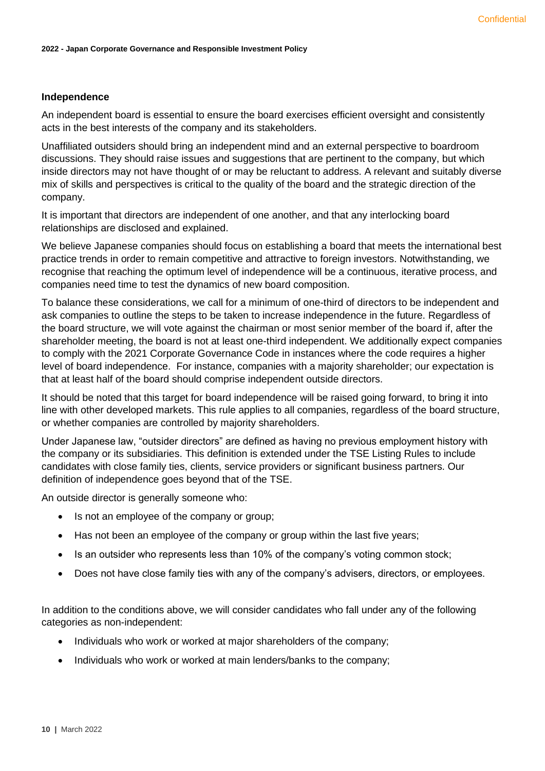### Independence

An independent board is essential to ensure the board exercises efficient oversight and consistently acts in the best interests of the company and its stakeholders.

Unaffiliated outsiders should bring an independent mind and an external perspective to boardroom discussions. They should raise issues and suggestions that are pertinent to the company, but which inside directors may not have thought of or may be reluctant to address. A relevant and suitably diverse mix of skills and perspectives is critical to the quality of the board and the strategic direction of the company.

It is important that directors are independent of one another, and that any interlocking board relationships are disclosed and explained.

We believe Japanese companies should focus on establishing a board that meets the international best practice trends in order to remain competitive and attractive to foreign investors. Notwithstanding, we recognise that reaching the optimum level of independence will be a continuous, iterative process, and companies need time to test the dynamics of new board composition.

To balance these considerations, we call for a minimum of one-third of directors to be independent and ask companies to outline the steps to be taken to increase independence in the future. Regardless of the board structure, we will vote against the chairman or most senior member of the board if, after the shareholder meeting, the board is not at least one-third independent. We additionally expect companies to comply with the 2021 Corporate Governance Code in instances where the code requires a higher level of board independence. For instance, companies with a majority shareholder; our expectation is that at least half of the board should comprise independent outside directors.

It should be noted that this target for board independence will be raised going forward, to bring it into line with other developed markets. This rule applies to all companies, regardless of the board structure, or whether companies are controlled by majority shareholders.

Under Japanese law, "outsider directors" are defined as having no previous employment history with the company or its subsidiaries. This definition is extended under the TSE Listing Rules to include candidates with close family ties, clients, service providers or significant business partners. Our definition of independence goes beyond that of the TSE.

An outside director is generally someone who:

- Is not an employee of the company or group;
- Has not been an employee of the company or group within the last five years;
- Is an outsider who represents less than 10% of the company's voting common stock;
- Does not have close family ties with any of the company's advisers, directors, or employees.

In addition to the conditions above, we will consider candidates who fall under any of the following categories as non-independent:

- Individuals who work or worked at major shareholders of the company;
- Individuals who work or worked at main lenders/banks to the company;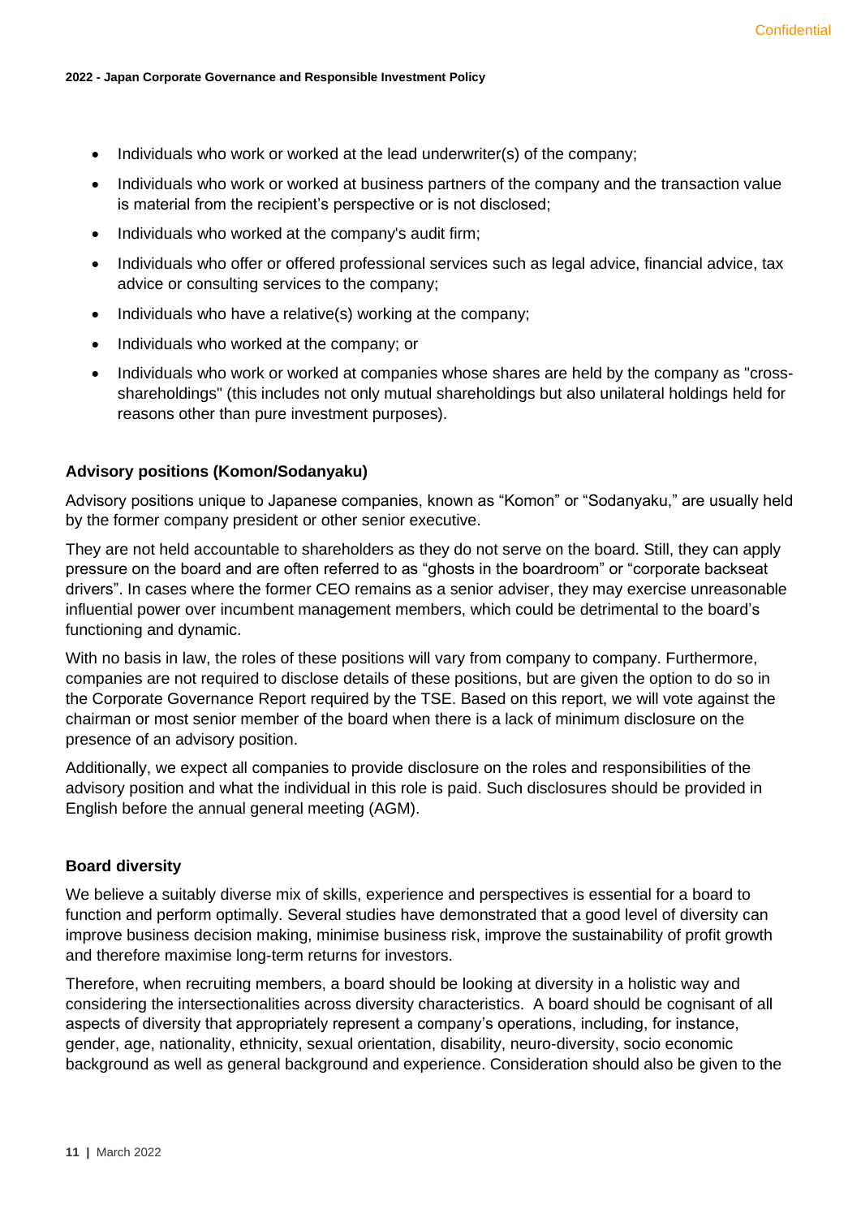- Individuals who work or worked at the lead underwriter(s) of the company;
- Individuals who work or worked at business partners of the company and the transaction value is material from the recipient's perspective or is not disclosed;
- Individuals who worked at the company's audit firm;
- Individuals who offer or offered professional services such as legal advice, financial advice, tax advice or consulting services to the company;
- Individuals who have a relative(s) working at the company;
- Individuals who worked at the company; or
- Individuals who work or worked at companies whose shares are held by the company as "cross-shareholdings" (this includes not only mutual shareholdings but also unilateral holdings held for reasons other than pure investment purposes).

#### Advisory positions (Komon/Sodanyaku)

Advisory positions unique to Japanese companies, known as "Komon" or "Sodanyaku," are usually held by the former company president or other senior executive.

They are not held accountable to shareholders as they do not serve on the board. Still, they can apply pressure on the board and are often referred to as "ghosts in the boardroom" or "corporate backseat drivers". In cases where the former CEO remains as a senior adviser, they may exercise unreasonable influential power over incumbent management members, which could be detrimental to the board's functioning and dynamic.

With no basis in law, the roles of these positions will vary from company to company. Furthermore, companies are not required to disclose details of these positions, but are given the option to do so in the Corporate Governance Report required by the TSE. Based on this report, we will vote against the chairman or most senior member of the board when there is a lack of minimum disclosure on the presence of an advisory position.

Additionally, we expect all companies to provide disclosure on the roles and responsibilities of the advisory position and what the individual in this role is paid. Such disclosures should be provided in English before the annual general meeting (AGM).

#### Board diversity

We believe a suitably diverse mix of skills, experience and perspectives is essential for a board to function and perform optimally. Several studies have demonstrated that a good level of diversity can improve business decision making, minimise business risk, improve the sustainability of profit growth and therefore maximise long-term returns for investors.

Therefore, when recruiting members, a board should be looking at diversity in a holistic way and considering the intersectionalities across diversity characteristics. A board should be cognisant of all aspects of diversity that appropriately represent a company's operations, including, for instance, gender, age, nationality, ethnicity, sexual orientation, disability, neuro-diversity, socio economic background as well as general background and experience. Consideration should also be given to the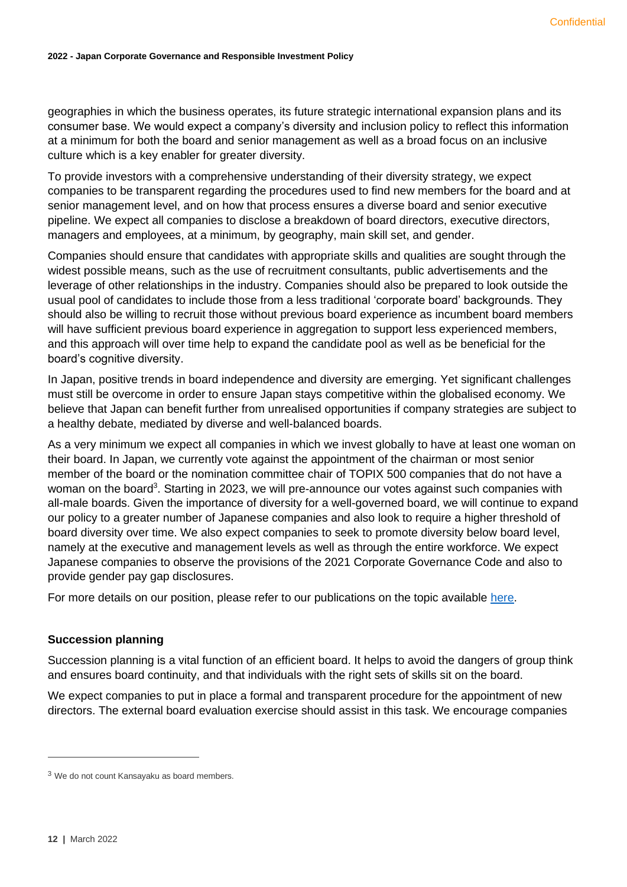geographies in which the business operates, its future strategic international expansion plans and its consumer base. We would expect a company's diversity and inclusion policy to reflect this information at a minimum for both the board and senior management as well as a broad focus on an inclusive culture which is a key enabler for greater diversity.

To provide investors with a comprehensive understanding of their diversity strategy, we expect companies to be transparent regarding the procedures used to find new members for the board and at senior management level, and on how that process ensures a diverse board and senior executive pipeline. We expect all companies to disclose a breakdown of board directors, executive directors, managers and employees, at a minimum, by geography, main skill set, and gender.

Companies should ensure that candidates with appropriate skills and qualities are sought through the widest possible means, such as the use of recruitment consultants, public advertisements and the leverage of other relationships in the industry. Companies should also be prepared to look outside the usual pool of candidates to include those from a less traditional 'corporate board' backgrounds. They should also be willing to recruit those without previous board experience as incumbent board members will have sufficient previous board experience in aggregation to support less experienced members, and this approach will over time help to expand the candidate pool as well as be beneficial for the board's cognitive diversity.

In Japan, positive trends in board independence and diversity are emerging. Yet significant challenges must still be overcome in order to ensure Japan stays competitive within the globalised economy. We believe that Japan can benefit further from unrealised opportunities if company strategies are subject to a healthy debate, mediated by diverse and well-balanced boards.

As a very minimum we expect all companies in which we invest globally to have at least one woman on their board. In Japan, we currently vote against the appointment of the chairman or most senior member of the board or the nomination committee chair of TOPIX 500 companies that do not have a woman on the board[3]. Starting in 2023, we will pre-announce our votes against such companies with all-male boards. Given the importance of diversity for a well-governed board, we will continue to expand our policy to a greater number of Japanese companies and also look to require a higher threshold of board diversity over time. We also expect companies to seek to promote diversity below board level, namely at the executive and management levels as well as through the entire workforce. We expect Japanese companies to observe the provisions of the 2021 Corporate Governance Code and also to provide gender pay gap disclosures.

For more details on our position, please refer to our publications on the topic available here.

### Succession planning

Succession planning is a vital function of an efficient board. It helps to avoid the dangers of group think and ensures board continuity, and that individuals with the right sets of skills sit on the board.

We expect companies to put in place a formal and transparent procedure for the appointment of new directors. The external board evaluation exercise should assist in this task. We encourage companies

[3] We do not count Kansayaku as board members.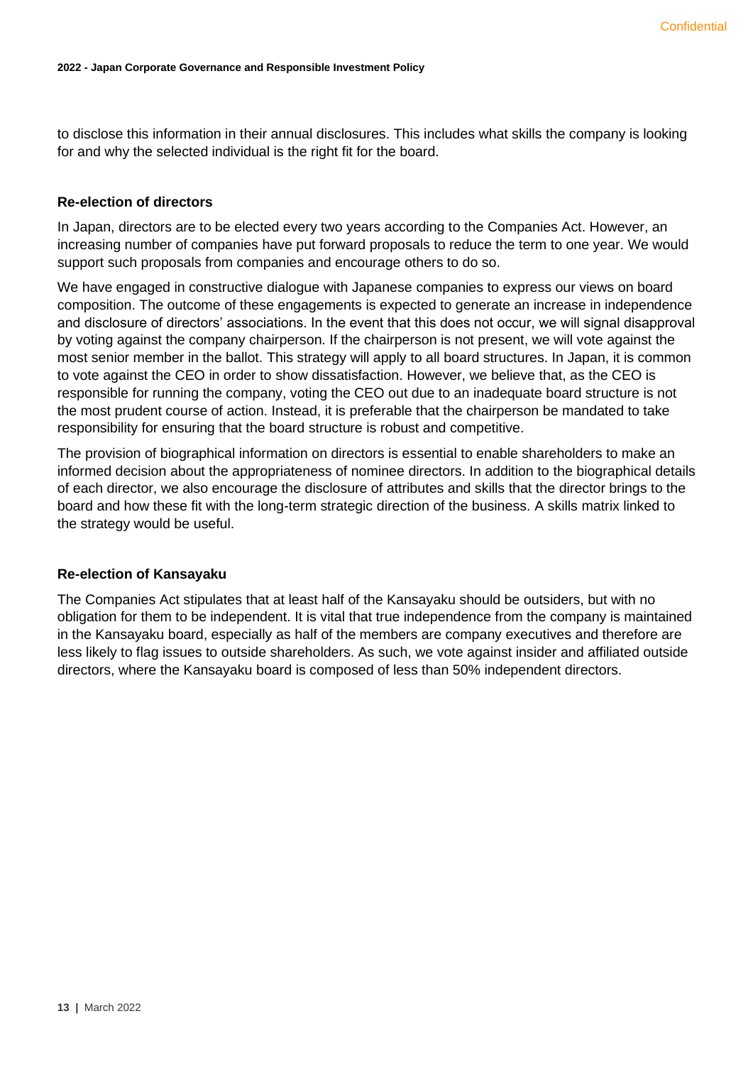to disclose this information in their annual disclosures. This includes what skills the company is looking for and why the selected individual is the right fit for the board.

### Re-election of directors

In Japan, directors are to be elected every two years according to the Companies Act. However, an increasing number of companies have put forward proposals to reduce the term to one year. We would support such proposals from companies and encourage others to do so.

We have engaged in constructive dialogue with Japanese companies to express our views on board composition. The outcome of these engagements is expected to generate an increase in independence and disclosure of directors' associations. In the event that this does not occur, we will signal disapproval by voting against the company chairperson. If the chairperson is not present, we will vote against the most senior member in the ballot. This strategy will apply to all board structures. In Japan, it is common to vote against the CEO in order to show dissatisfaction. However, we believe that, as the CEO is responsible for running the company, voting the CEO out due to an inadequate board structure is not the most prudent course of action. Instead, it is preferable that the chairperson be mandated to take responsibility for ensuring that the board structure is robust and competitive.

The provision of biographical information on directors is essential to enable shareholders to make an informed decision about the appropriateness of nominee directors. In addition to the biographical details of each director, we also encourage the disclosure of attributes and skills that the director brings to the board and how these fit with the long-term strategic direction of the business. A skills matrix linked to the strategy would be useful.

### Re-election of Kansayaku

The Companies Act stipulates that at least half of the Kansayaku should be outsiders, but with no obligation for them to be independent. It is vital that true independence from the company is maintained in the Kansayaku board, especially as half of the members are company executives and therefore are less likely to flag issues to outside shareholders. As such, we vote against insider and affiliated outside directors, where the Kansayaku board is composed of less than 50% independent directors.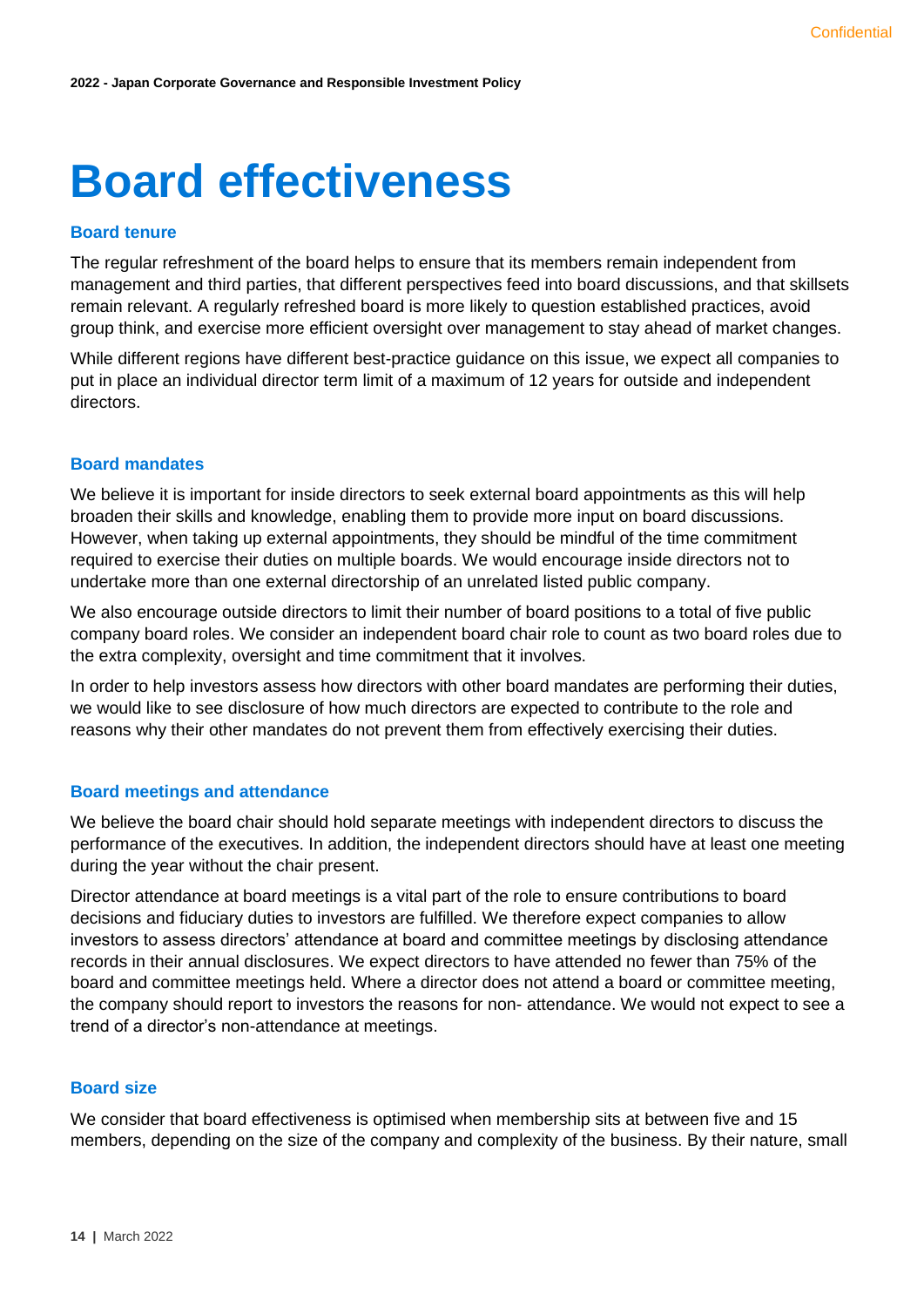# Board effectiveness

### Board tenure

The regular refreshment of the board helps to ensure that its members remain independent from management and third parties, that different perspectives feed into board discussions, and that skillsets remain relevant. A regularly refreshed board is more likely to question established practices, avoid group think, and exercise more efficient oversight over management to stay ahead of market changes.

While different regions have different best-practice guidance on this issue, we expect all companies to put in place an individual director term limit of a maximum of 12 years for outside and independent directors.

### Board mandates

We believe it is important for inside directors to seek external board appointments as this will help broaden their skills and knowledge, enabling them to provide more input on board discussions. However, when taking up external appointments, they should be mindful of the time commitment required to exercise their duties on multiple boards. We would encourage inside directors not to undertake more than one external directorship of an unrelated listed public company.

We also encourage outside directors to limit their number of board positions to a total of five public company board roles. We consider an independent board chair role to count as two board roles due to the extra complexity, oversight and time commitment that it involves.

In order to help investors assess how directors with other board mandates are performing their duties, we would like to see disclosure of how much directors are expected to contribute to the role and reasons why their other mandates do not prevent them from effectively exercising their duties.

### Board meetings and attendance

We believe the board chair should hold separate meetings with independent directors to discuss the performance of the executives. In addition, the independent directors should have at least one meeting during the year without the chair present.

Director attendance at board meetings is a vital part of the role to ensure contributions to board decisions and fiduciary duties to investors are fulfilled. We therefore expect companies to allow investors to assess directors' attendance at board and committee meetings by disclosing attendance records in their annual disclosures. We expect directors to have attended no fewer than 75% of the board and committee meetings held. Where a director does not attend a board or committee meeting, the company should report to investors the reasons for non- attendance. We would not expect to see a trend of a director's non-attendance at meetings.

### Board size

We consider that board effectiveness is optimised when membership sits at between five and 15 members, depending on the size of the company and complexity of the business. By their nature, small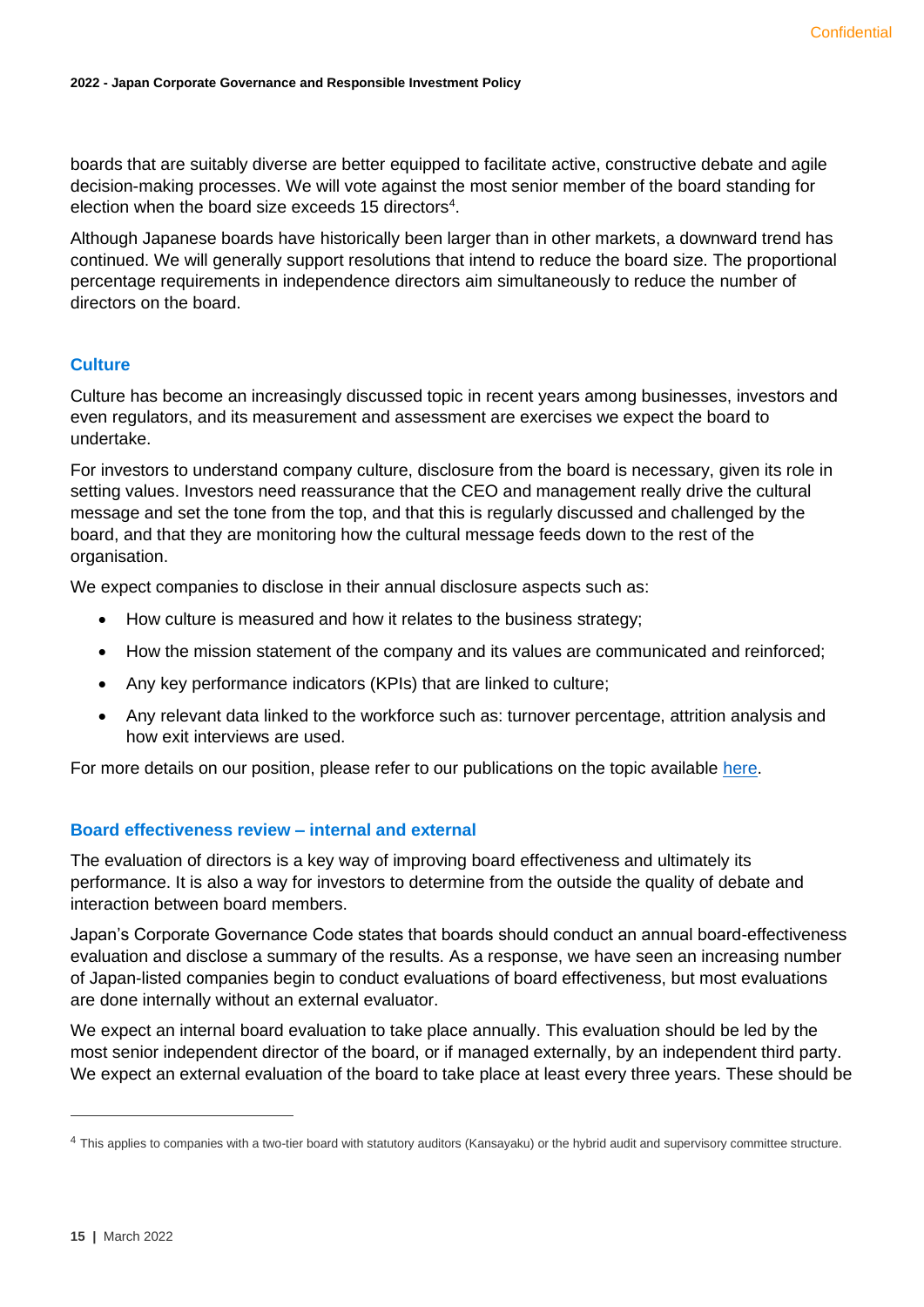boards that are suitably diverse are better equipped to facilitate active, constructive debate and agile decision-making processes. We will vote against the most senior member of the board standing for election when the board size exceeds 15 directors[4].

Although Japanese boards have historically been larger than in other markets, a downward trend has continued. We will generally support resolutions that intend to reduce the board size. The proportional percentage requirements in independence directors aim simultaneously to reduce the number of directors on the board.

### Culture

Culture has become an increasingly discussed topic in recent years among businesses, investors and even regulators, and its measurement and assessment are exercises we expect the board to undertake.

For investors to understand company culture, disclosure from the board is necessary, given its role in setting values. Investors need reassurance that the CEO and management really drive the cultural message and set the tone from the top, and that this is regularly discussed and challenged by the board, and that they are monitoring how the cultural message feeds down to the rest of the organisation.

We expect companies to disclose in their annual disclosure aspects such as:

- How culture is measured and how it relates to the business strategy;
- How the mission statement of the company and its values are communicated and reinforced;
- Any key performance indicators (KPIs) that are linked to culture;
- Any relevant data linked to the workforce such as: turnover percentage, attrition analysis and how exit interviews are used.

For more details on our position, please refer to our publications on the topic available here.

### Board effectiveness review – internal and external

The evaluation of directors is a key way of improving board effectiveness and ultimately its performance. It is also a way for investors to determine from the outside the quality of debate and interaction between board members.

Japan's Corporate Governance Code states that boards should conduct an annual board-effectiveness evaluation and disclose a summary of the results. As a response, we have seen an increasing number of Japan-listed companies begin to conduct evaluations of board effectiveness, but most evaluations are done internally without an external evaluator.

We expect an internal board evaluation to take place annually. This evaluation should be led by the most senior independent director of the board, or if managed externally, by an independent third party. We expect an external evaluation of the board to take place at least every three years. These should be

[4] This applies to companies with a two-tier board with statutory auditors (Kansayaku) or the hybrid audit and supervisory committee structure.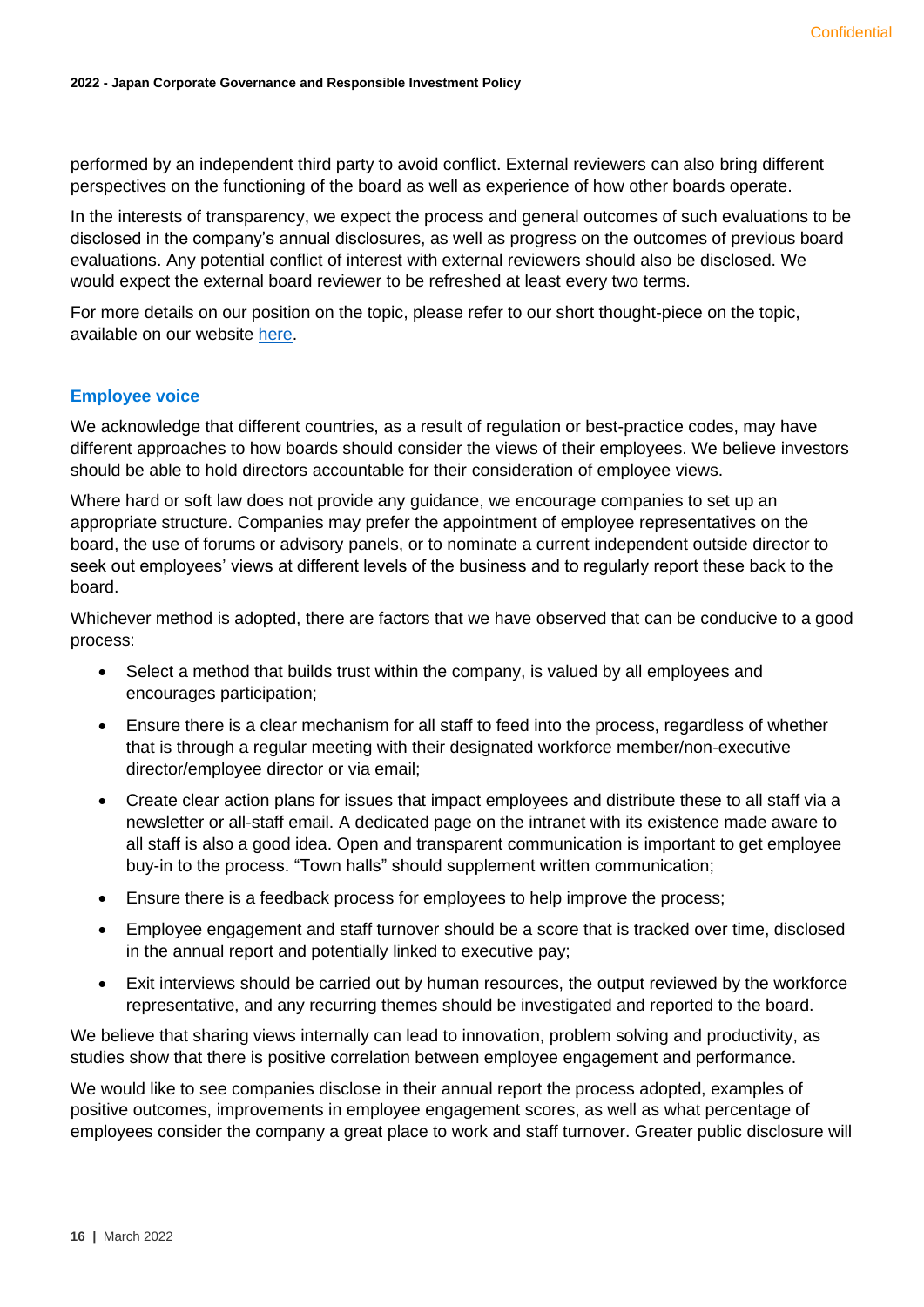performed by an independent third party to avoid conflict. External reviewers can also bring different perspectives on the functioning of the board as well as experience of how other boards operate.

In the interests of transparency, we expect the process and general outcomes of such evaluations to be disclosed in the company's annual disclosures, as well as progress on the outcomes of previous board evaluations. Any potential conflict of interest with external reviewers should also be disclosed. We would expect the external board reviewer to be refreshed at least every two terms.

For more details on our position on the topic, please refer to our short thought-piece on the topic, available on our website [here](#).

### Employee voice

We acknowledge that different countries, as a result of regulation or best-practice codes, may have different approaches to how boards should consider the views of their employees. We believe investors should be able to hold directors accountable for their consideration of employee views.

Where hard or soft law does not provide any guidance, we encourage companies to set up an appropriate structure. Companies may prefer the appointment of employee representatives on the board, the use of forums or advisory panels, or to nominate a current independent outside director to seek out employees' views at different levels of the business and to regularly report these back to the board.

Whichever method is adopted, there are factors that we have observed that can be conducive to a good process:

- Select a method that builds trust within the company, is valued by all employees and encourages participation;
- Ensure there is a clear mechanism for all staff to feed into the process, regardless of whether that is through a regular meeting with their designated workforce member/non-executive director/employee director or via email;
- Create clear action plans for issues that impact employees and distribute these to all staff via a newsletter or all-staff email. A dedicated page on the intranet with its existence made aware to all staff is also a good idea. Open and transparent communication is important to get employee buy-in to the process. "Town halls" should supplement written communication;
- Ensure there is a feedback process for employees to help improve the process;
- Employee engagement and staff turnover should be a score that is tracked over time, disclosed in the annual report and potentially linked to executive pay;
- Exit interviews should be carried out by human resources, the output reviewed by the workforce representative, and any recurring themes should be investigated and reported to the board.

We believe that sharing views internally can lead to innovation, problem solving and productivity, as studies show that there is positive correlation between employee engagement and performance.

We would like to see companies disclose in their annual report the process adopted, examples of positive outcomes, improvements in employee engagement scores, as well as what percentage of employees consider the company a great place to work and staff turnover. Greater public disclosure will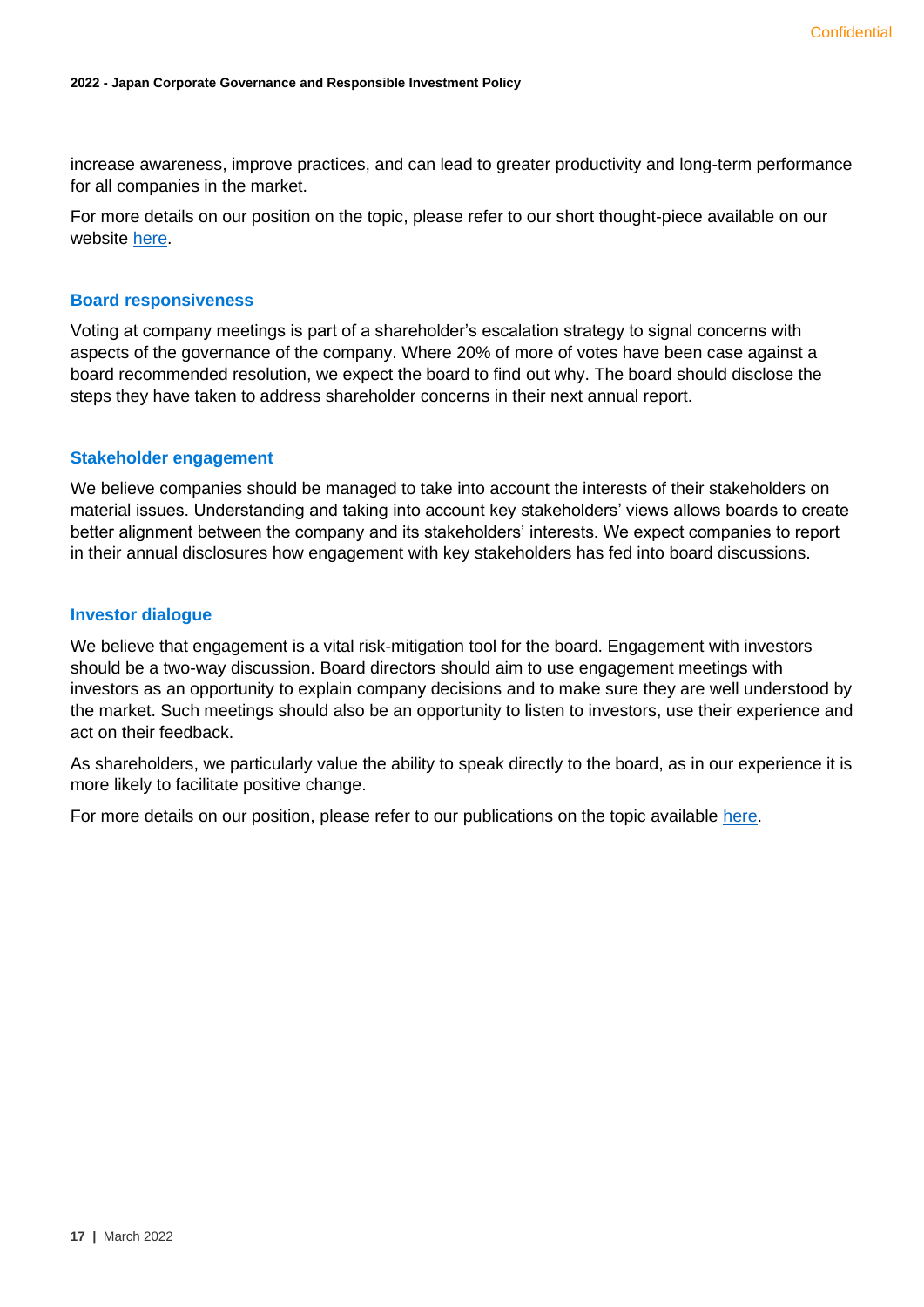increase awareness, improve practices, and can lead to greater productivity and long-term performance for all companies in the market.

For more details on our position on the topic, please refer to our short thought-piece available on our website here.

### Board responsiveness

Voting at company meetings is part of a shareholder's escalation strategy to signal concerns with aspects of the governance of the company. Where 20% of more of votes have been case against a board recommended resolution, we expect the board to find out why. The board should disclose the steps they have taken to address shareholder concerns in their next annual report.

### Stakeholder engagement

We believe companies should be managed to take into account the interests of their stakeholders on material issues. Understanding and taking into account key stakeholders' views allows boards to create better alignment between the company and its stakeholders' interests. We expect companies to report in their annual disclosures how engagement with key stakeholders has fed into board discussions.

### Investor dialogue

We believe that engagement is a vital risk-mitigation tool for the board. Engagement with investors should be a two-way discussion. Board directors should aim to use engagement meetings with investors as an opportunity to explain company decisions and to make sure they are well understood by the market. Such meetings should also be an opportunity to listen to investors, use their experience and act on their feedback.

As shareholders, we particularly value the ability to speak directly to the board, as in our experience it is more likely to facilitate positive change.

For more details on our position, please refer to our publications on the topic available here.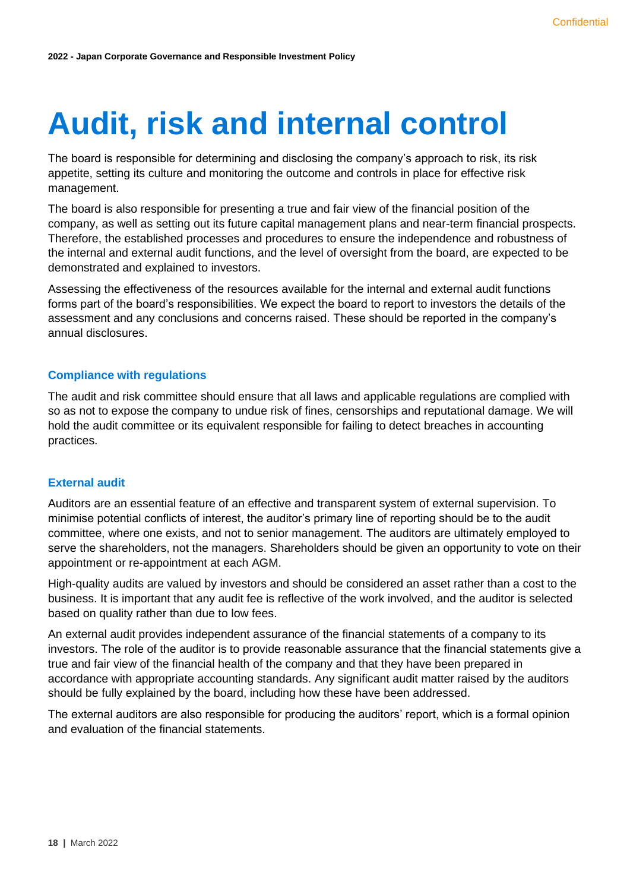# Audit, risk and internal control

The board is responsible for determining and disclosing the company's approach to risk, its risk appetite, setting its culture and monitoring the outcome and controls in place for effective risk management.

The board is also responsible for presenting a true and fair view of the financial position of the company, as well as setting out its future capital management plans and near-term financial prospects. Therefore, the established processes and procedures to ensure the independence and robustness of the internal and external audit functions, and the level of oversight from the board, are expected to be demonstrated and explained to investors.

Assessing the effectiveness of the resources available for the internal and external audit functions forms part of the board's responsibilities. We expect the board to report to investors the details of the assessment and any conclusions and concerns raised. These should be reported in the company's annual disclosures.

### Compliance with regulations

The audit and risk committee should ensure that all laws and applicable regulations are complied with so as not to expose the company to undue risk of fines, censorships and reputational damage. We will hold the audit committee or its equivalent responsible for failing to detect breaches in accounting practices.

### External audit

Auditors are an essential feature of an effective and transparent system of external supervision. To minimise potential conflicts of interest, the auditor's primary line of reporting should be to the audit committee, where one exists, and not to senior management. The auditors are ultimately employed to serve the shareholders, not the managers. Shareholders should be given an opportunity to vote on their appointment or re-appointment at each AGM.

High-quality audits are valued by investors and should be considered an asset rather than a cost to the business. It is important that any audit fee is reflective of the work involved, and the auditor is selected based on quality rather than due to low fees.

An external audit provides independent assurance of the financial statements of a company to its investors. The role of the auditor is to provide reasonable assurance that the financial statements give a true and fair view of the financial health of the company and that they have been prepared in accordance with appropriate accounting standards. Any significant audit matter raised by the auditors should be fully explained by the board, including how these have been addressed.

The external auditors are also responsible for producing the auditors' report, which is a formal opinion and evaluation of the financial statements.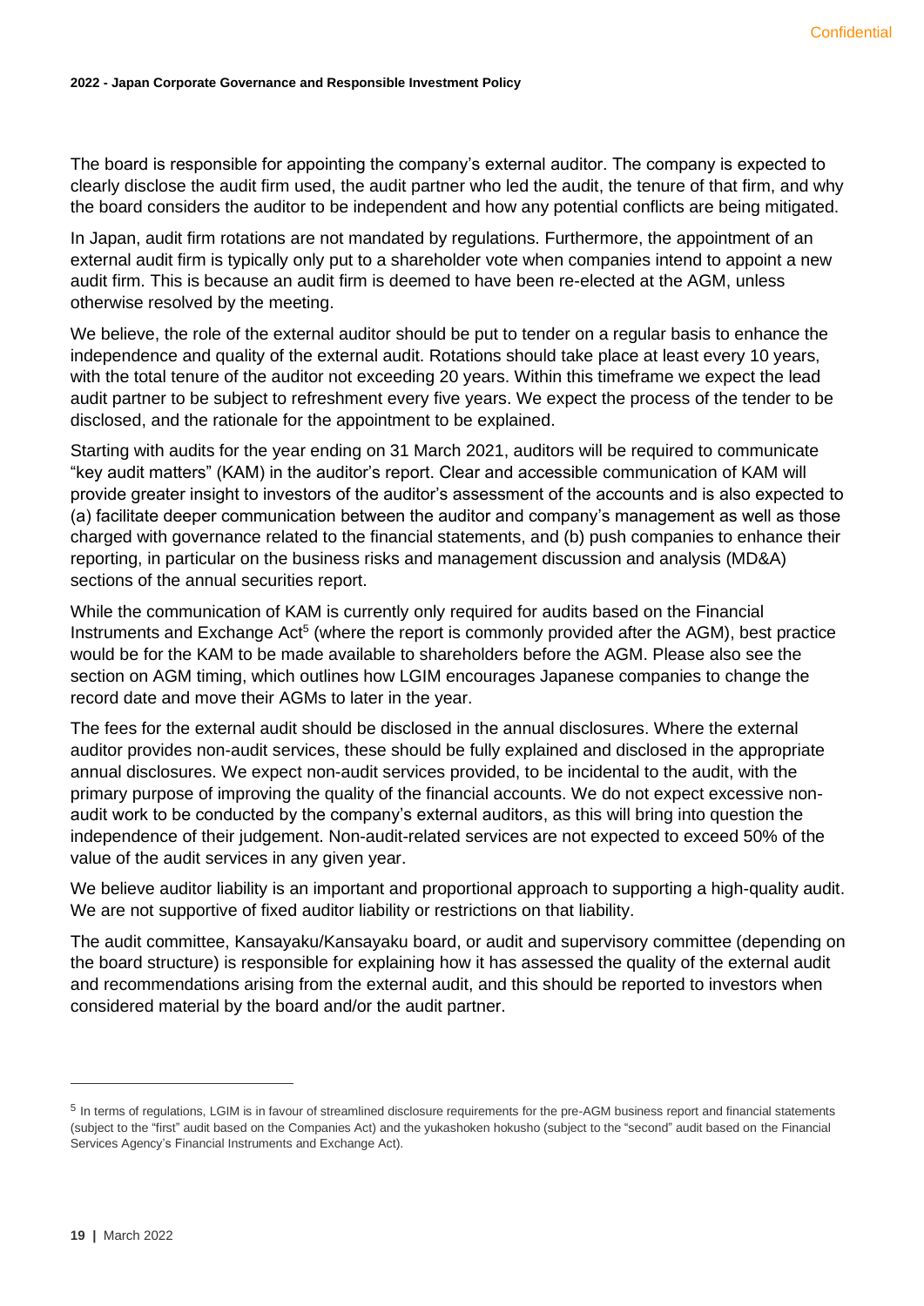The board is responsible for appointing the company's external auditor. The company is expected to clearly disclose the audit firm used, the audit partner who led the audit, the tenure of that firm, and why the board considers the auditor to be independent and how any potential conflicts are being mitigated.

In Japan, audit firm rotations are not mandated by regulations. Furthermore, the appointment of an external audit firm is typically only put to a shareholder vote when companies intend to appoint a new audit firm. This is because an audit firm is deemed to have been re-elected at the AGM, unless otherwise resolved by the meeting.

We believe, the role of the external auditor should be put to tender on a regular basis to enhance the independence and quality of the external audit. Rotations should take place at least every 10 years, with the total tenure of the auditor not exceeding 20 years. Within this timeframe we expect the lead audit partner to be subject to refreshment every five years. We expect the process of the tender to be disclosed, and the rationale for the appointment to be explained.

Starting with audits for the year ending on 31 March 2021, auditors will be required to communicate "key audit matters" (KAM) in the auditor's report. Clear and accessible communication of KAM will provide greater insight to investors of the auditor's assessment of the accounts and is also expected to (a) facilitate deeper communication between the auditor and company's management as well as those charged with governance related to the financial statements, and (b) push companies to enhance their reporting, in particular on the business risks and management discussion and analysis (MD&A) sections of the annual securities report.

While the communication of KAM is currently only required for audits based on the Financial Instruments and Exchange Act[5] (where the report is commonly provided after the AGM), best practice would be for the KAM to be made available to shareholders before the AGM. Please also see the section on AGM timing, which outlines how LGIM encourages Japanese companies to change the record date and move their AGMs to later in the year.

The fees for the external audit should be disclosed in the annual disclosures. Where the external auditor provides non-audit services, these should be fully explained and disclosed in the appropriate annual disclosures. We expect non-audit services provided, to be incidental to the audit, with the primary purpose of improving the quality of the financial accounts. We do not expect excessive non-audit work to be conducted by the company's external auditors, as this will bring into question the independence of their judgement. Non-audit-related services are not expected to exceed 50% of the value of the audit services in any given year.

We believe auditor liability is an important and proportional approach to supporting a high-quality audit. We are not supportive of fixed auditor liability or restrictions on that liability.

The audit committee, Kansayaku/Kansayaku board, or audit and supervisory committee (depending on the board structure) is responsible for explaining how it has assessed the quality of the external audit and recommendations arising from the external audit, and this should be reported to investors when considered material by the board and/or the audit partner.

---

[5] In terms of regulations, LGIM is in favour of streamlined disclosure requirements for the pre-AGM business report and financial statements (subject to the "first" audit based on the Companies Act) and the yukashoken hokusho (subject to the "second" audit based on the Financial Services Agency's Financial Instruments and Exchange Act).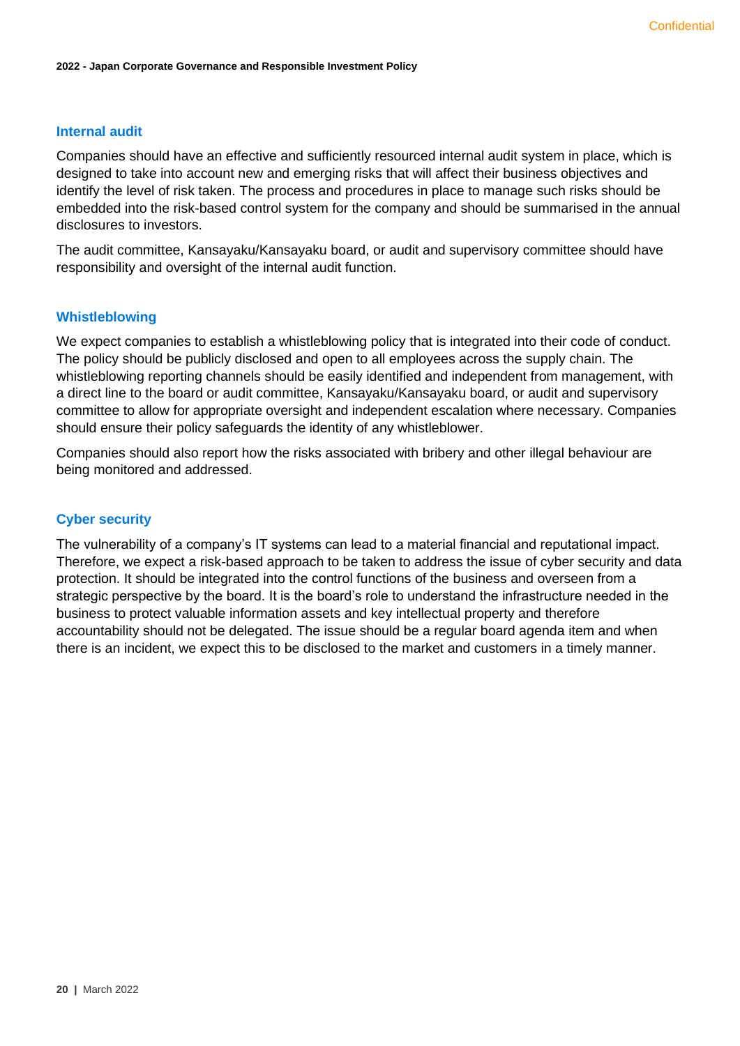### Internal audit

Companies should have an effective and sufficiently resourced internal audit system in place, which is designed to take into account new and emerging risks that will affect their business objectives and identify the level of risk taken. The process and procedures in place to manage such risks should be embedded into the risk-based control system for the company and should be summarised in the annual disclosures to investors.

The audit committee, Kansayaku/Kansayaku board, or audit and supervisory committee should have responsibility and oversight of the internal audit function.

### Whistleblowing

We expect companies to establish a whistleblowing policy that is integrated into their code of conduct. The policy should be publicly disclosed and open to all employees across the supply chain. The whistleblowing reporting channels should be easily identified and independent from management, with a direct line to the board or audit committee, Kansayaku/Kansayaku board, or audit and supervisory committee to allow for appropriate oversight and independent escalation where necessary. Companies should ensure their policy safeguards the identity of any whistleblower.

Companies should also report how the risks associated with bribery and other illegal behaviour are being monitored and addressed.

### Cyber security

The vulnerability of a company's IT systems can lead to a material financial and reputational impact. Therefore, we expect a risk-based approach to be taken to address the issue of cyber security and data protection. It should be integrated into the control functions of the business and overseen from a strategic perspective by the board. It is the board's role to understand the infrastructure needed in the business to protect valuable information assets and key intellectual property and therefore accountability should not be delegated. The issue should be a regular board agenda item and when there is an incident, we expect this to be disclosed to the market and customers in a timely manner.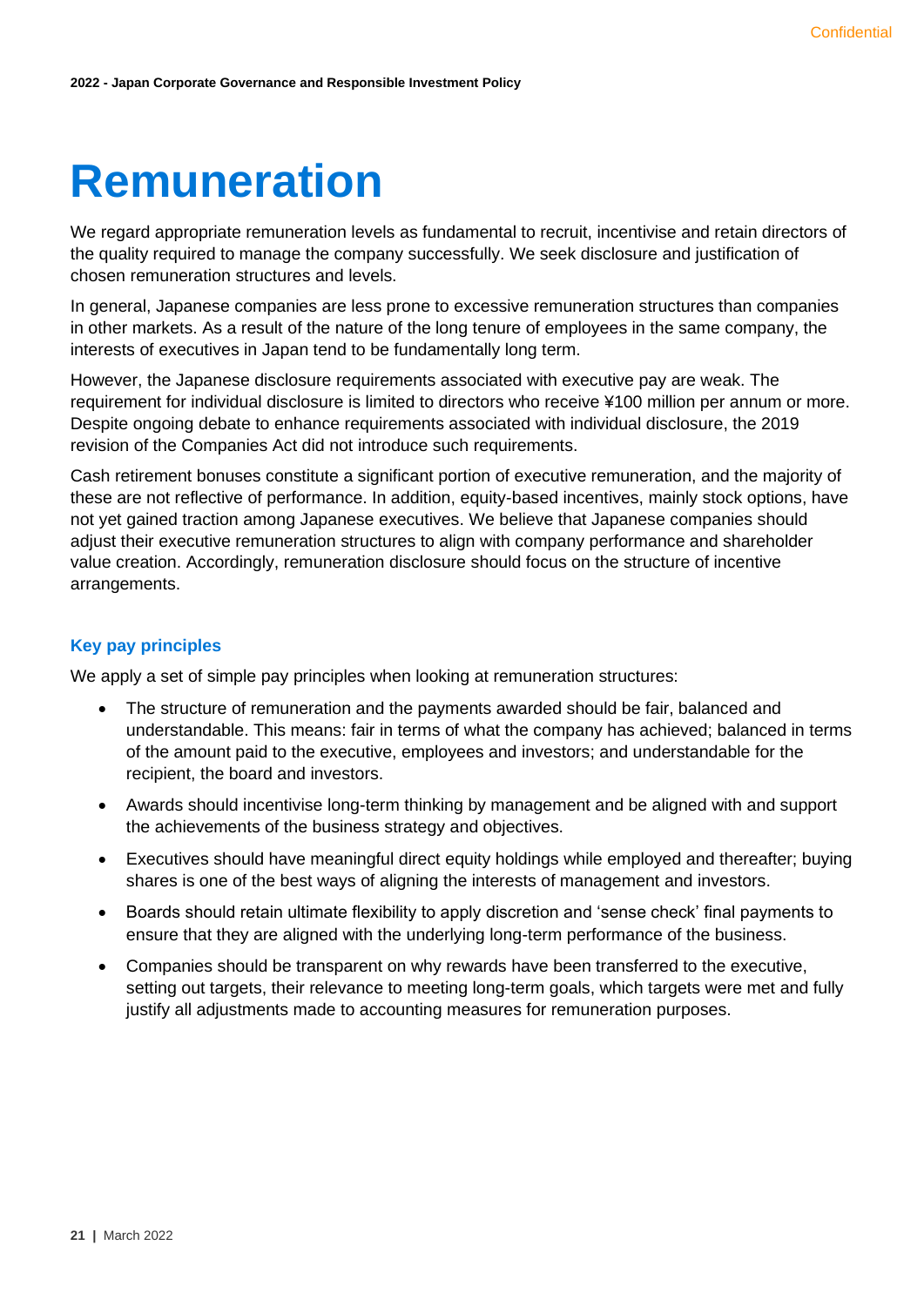# Remuneration

We regard appropriate remuneration levels as fundamental to recruit, incentivise and retain directors of the quality required to manage the company successfully. We seek disclosure and justification of chosen remuneration structures and levels.

In general, Japanese companies are less prone to excessive remuneration structures than companies in other markets. As a result of the nature of the long tenure of employees in the same company, the interests of executives in Japan tend to be fundamentally long term.

However, the Japanese disclosure requirements associated with executive pay are weak. The requirement for individual disclosure is limited to directors who receive ¥100 million per annum or more. Despite ongoing debate to enhance requirements associated with individual disclosure, the 2019 revision of the Companies Act did not introduce such requirements.

Cash retirement bonuses constitute a significant portion of executive remuneration, and the majority of these are not reflective of performance. In addition, equity-based incentives, mainly stock options, have not yet gained traction among Japanese executives. We believe that Japanese companies should adjust their executive remuneration structures to align with company performance and shareholder value creation. Accordingly, remuneration disclosure should focus on the structure of incentive arrangements.

### Key pay principles

We apply a set of simple pay principles when looking at remuneration structures:

- The structure of remuneration and the payments awarded should be fair, balanced and understandable. This means: fair in terms of what the company has achieved; balanced in terms of the amount paid to the executive, employees and investors; and understandable for the recipient, the board and investors.
- Awards should incentivise long-term thinking by management and be aligned with and support the achievements of the business strategy and objectives.
- Executives should have meaningful direct equity holdings while employed and thereafter; buying shares is one of the best ways of aligning the interests of management and investors.
- Boards should retain ultimate flexibility to apply discretion and 'sense check' final payments to ensure that they are aligned with the underlying long-term performance of the business.
- Companies should be transparent on why rewards have been transferred to the executive, setting out targets, their relevance to meeting long-term goals, which targets were met and fully justify all adjustments made to accounting measures for remuneration purposes.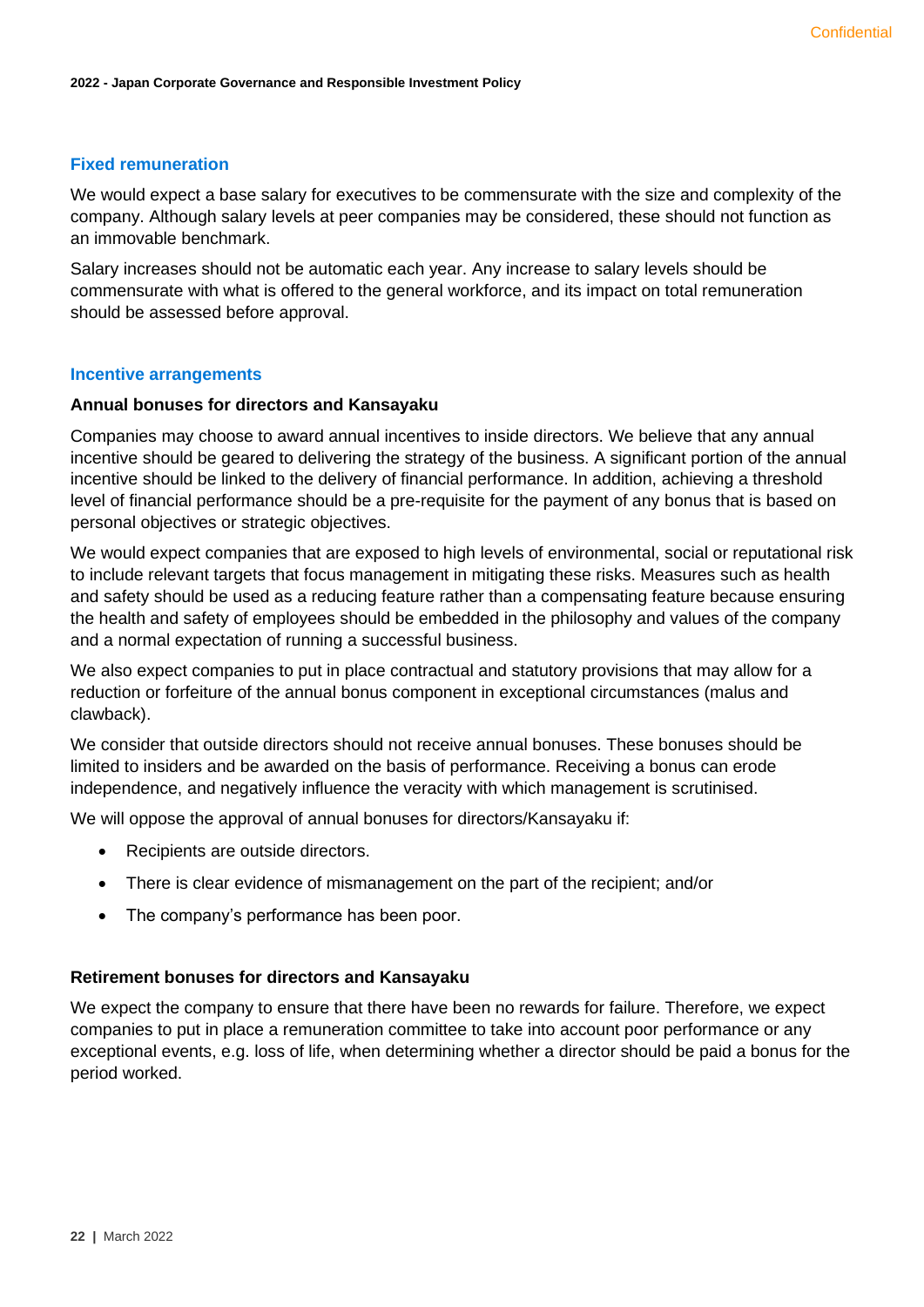## Fixed remuneration

We would expect a base salary for executives to be commensurate with the size and complexity of the company. Although salary levels at peer companies may be considered, these should not function as an immovable benchmark.

Salary increases should not be automatic each year. Any increase to salary levels should be commensurate with what is offered to the general workforce, and its impact on total remuneration should be assessed before approval.

## Incentive arrangements

### Annual bonuses for directors and Kansayaku

Companies may choose to award annual incentives to inside directors. We believe that any annual incentive should be geared to delivering the strategy of the business. A significant portion of the annual incentive should be linked to the delivery of financial performance. In addition, achieving a threshold level of financial performance should be a pre-requisite for the payment of any bonus that is based on personal objectives or strategic objectives.

We would expect companies that are exposed to high levels of environmental, social or reputational risk to include relevant targets that focus management in mitigating these risks. Measures such as health and safety should be used as a reducing feature rather than a compensating feature because ensuring the health and safety of employees should be embedded in the philosophy and values of the company and a normal expectation of running a successful business.

We also expect companies to put in place contractual and statutory provisions that may allow for a reduction or forfeiture of the annual bonus component in exceptional circumstances (malus and clawback).

We consider that outside directors should not receive annual bonuses. These bonuses should be limited to insiders and be awarded on the basis of performance. Receiving a bonus can erode independence, and negatively influence the veracity with which management is scrutinised.

We will oppose the approval of annual bonuses for directors/Kansayaku if:

- Recipients are outside directors.
- There is clear evidence of mismanagement on the part of the recipient; and/or
- The company's performance has been poor.

### Retirement bonuses for directors and Kansayaku

We expect the company to ensure that there have been no rewards for failure. Therefore, we expect companies to put in place a remuneration committee to take into account poor performance or any exceptional events, e.g. loss of life, when determining whether a director should be paid a bonus for the period worked.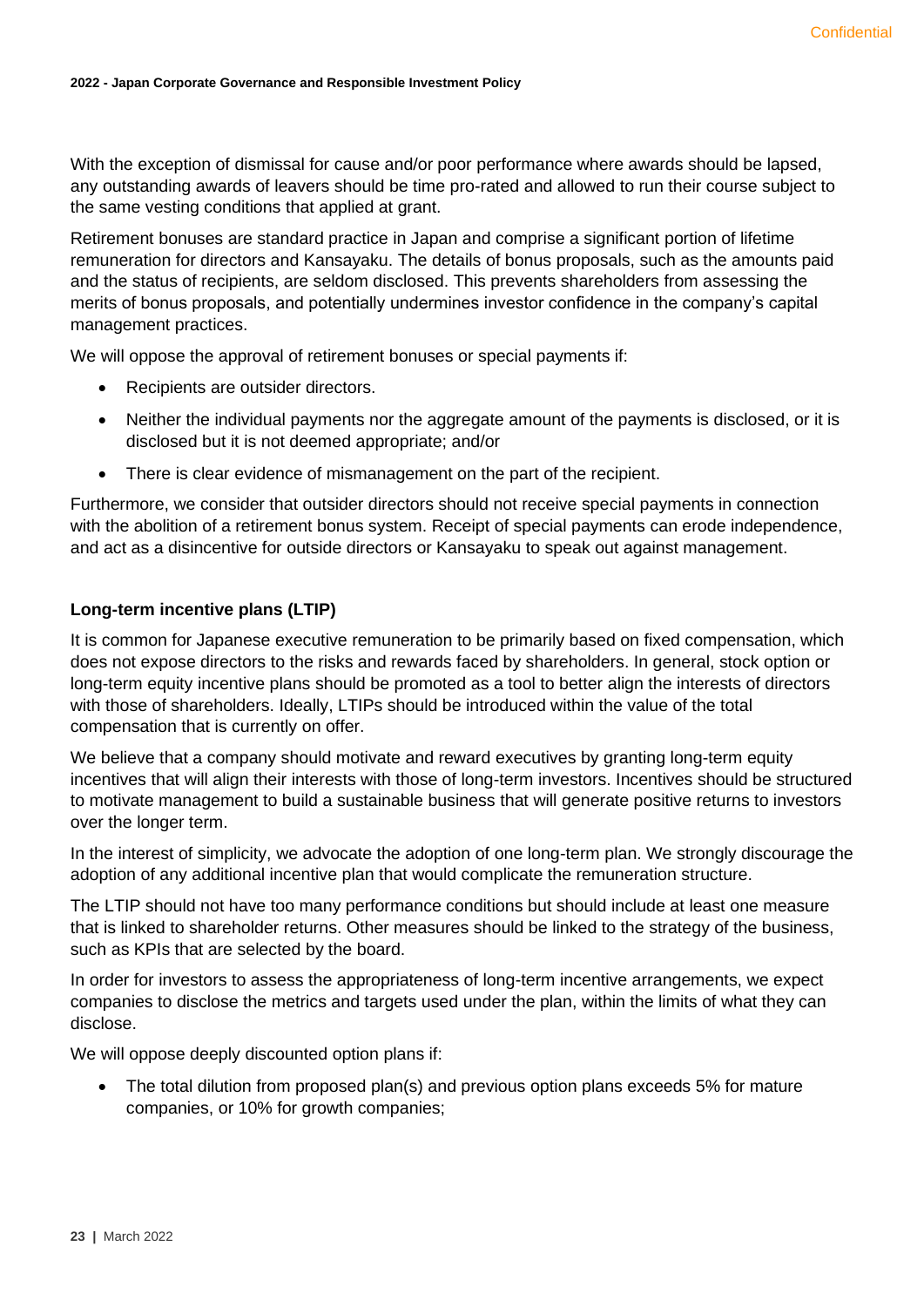With the exception of dismissal for cause and/or poor performance where awards should be lapsed, any outstanding awards of leavers should be time pro-rated and allowed to run their course subject to the same vesting conditions that applied at grant.

Retirement bonuses are standard practice in Japan and comprise a significant portion of lifetime remuneration for directors and Kansayaku. The details of bonus proposals, such as the amounts paid and the status of recipients, are seldom disclosed. This prevents shareholders from assessing the merits of bonus proposals, and potentially undermines investor confidence in the company's capital management practices.

We will oppose the approval of retirement bonuses or special payments if:

- Recipients are outsider directors.
- Neither the individual payments nor the aggregate amount of the payments is disclosed, or it is disclosed but it is not deemed appropriate; and/or
- There is clear evidence of mismanagement on the part of the recipient.

Furthermore, we consider that outsider directors should not receive special payments in connection with the abolition of a retirement bonus system. Receipt of special payments can erode independence, and act as a disincentive for outside directors or Kansayaku to speak out against management.

### Long-term incentive plans (LTIP)

It is common for Japanese executive remuneration to be primarily based on fixed compensation, which does not expose directors to the risks and rewards faced by shareholders. In general, stock option or long-term equity incentive plans should be promoted as a tool to better align the interests of directors with those of shareholders. Ideally, LTIPs should be introduced within the value of the total compensation that is currently on offer.

We believe that a company should motivate and reward executives by granting long-term equity incentives that will align their interests with those of long-term investors. Incentives should be structured to motivate management to build a sustainable business that will generate positive returns to investors over the longer term.

In the interest of simplicity, we advocate the adoption of one long-term plan. We strongly discourage the adoption of any additional incentive plan that would complicate the remuneration structure.

The LTIP should not have too many performance conditions but should include at least one measure that is linked to shareholder returns. Other measures should be linked to the strategy of the business, such as KPIs that are selected by the board.

In order for investors to assess the appropriateness of long-term incentive arrangements, we expect companies to disclose the metrics and targets used under the plan, within the limits of what they can disclose.

We will oppose deeply discounted option plans if:

- The total dilution from proposed plan(s) and previous option plans exceeds 5% for mature companies, or 10% for growth companies;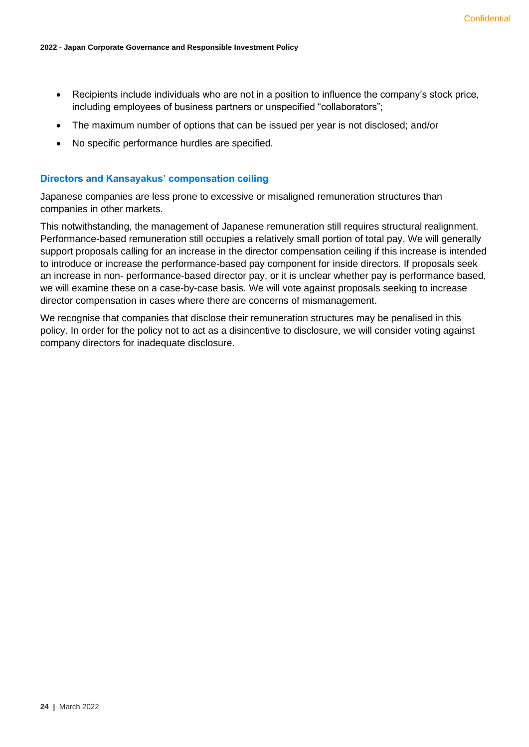- Recipients include individuals who are not in a position to influence the company's stock price, including employees of business partners or unspecified "collaborators";
- The maximum number of options that can be issued per year is not disclosed; and/or
- No specific performance hurdles are specified.

### Directors and Kansayakus' compensation ceiling

Japanese companies are less prone to excessive or misaligned remuneration structures than companies in other markets.

This notwithstanding, the management of Japanese remuneration still requires structural realignment. Performance-based remuneration still occupies a relatively small portion of total pay. We will generally support proposals calling for an increase in the director compensation ceiling if this increase is intended to introduce or increase the performance-based pay component for inside directors. If proposals seek an increase in non- performance-based director pay, or it is unclear whether pay is performance based, we will examine these on a case-by-case basis. We will vote against proposals seeking to increase director compensation in cases where there are concerns of mismanagement.

We recognise that companies that disclose their remuneration structures may be penalised in this policy. In order for the policy not to act as a disincentive to disclosure, we will consider voting against company directors for inadequate disclosure.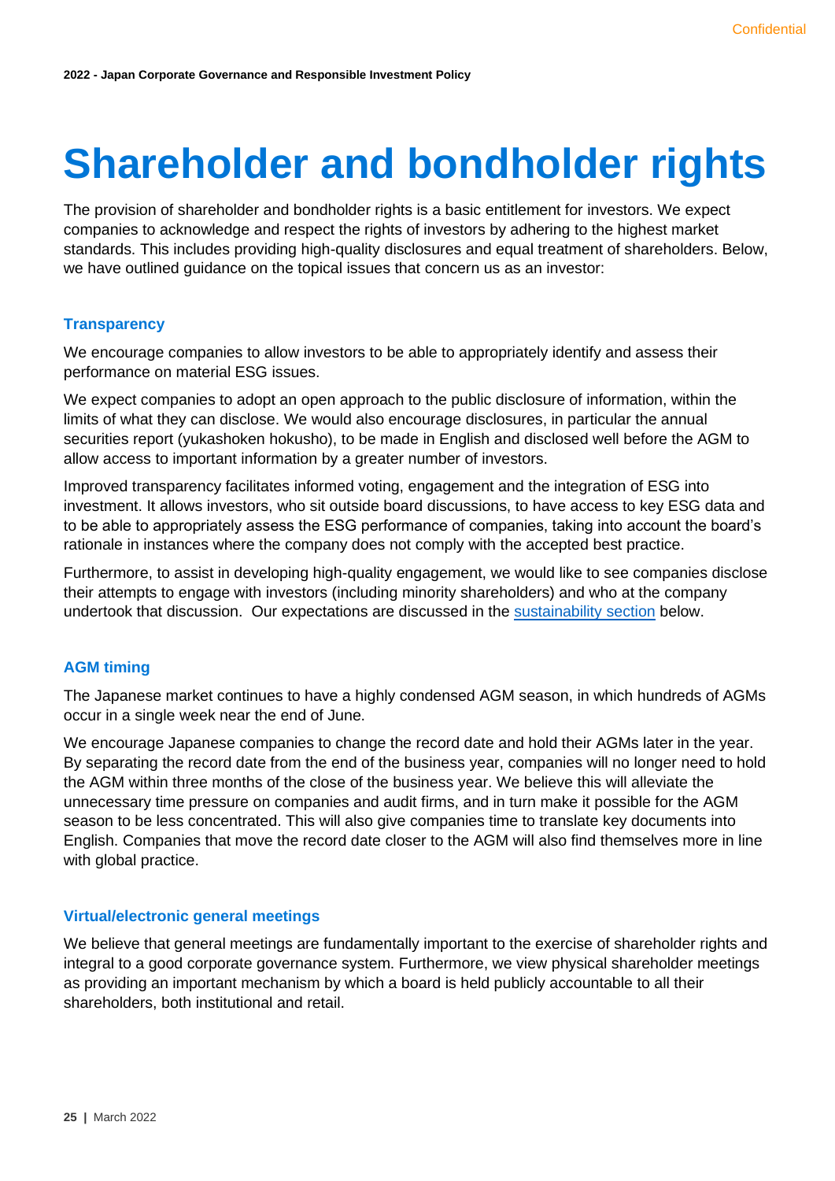# Shareholder and bondholder rights

The provision of shareholder and bondholder rights is a basic entitlement for investors. We expect companies to acknowledge and respect the rights of investors by adhering to the highest market standards. This includes providing high-quality disclosures and equal treatment of shareholders. Below, we have outlined guidance on the topical issues that concern us as an investor:

### Transparency

We encourage companies to allow investors to be able to appropriately identify and assess their performance on material ESG issues.

We expect companies to adopt an open approach to the public disclosure of information, within the limits of what they can disclose. We would also encourage disclosures, in particular the annual securities report (yukashoken hokusho), to be made in English and disclosed well before the AGM to allow access to important information by a greater number of investors.

Improved transparency facilitates informed voting, engagement and the integration of ESG into investment. It allows investors, who sit outside board discussions, to have access to key ESG data and to be able to appropriately assess the ESG performance of companies, taking into account the board's rationale in instances where the company does not comply with the accepted best practice.

Furthermore, to assist in developing high-quality engagement, we would like to see companies disclose their attempts to engage with investors (including minority shareholders) and who at the company undertook that discussion. Our expectations are discussed in the sustainability section below.

### AGM timing

The Japanese market continues to have a highly condensed AGM season, in which hundreds of AGMs occur in a single week near the end of June.

We encourage Japanese companies to change the record date and hold their AGMs later in the year. By separating the record date from the end of the business year, companies will no longer need to hold the AGM within three months of the close of the business year. We believe this will alleviate the unnecessary time pressure on companies and audit firms, and in turn make it possible for the AGM season to be less concentrated. This will also give companies time to translate key documents into English. Companies that move the record date closer to the AGM will also find themselves more in line with global practice.

### Virtual/electronic general meetings

We believe that general meetings are fundamentally important to the exercise of shareholder rights and integral to a good corporate governance system. Furthermore, we view physical shareholder meetings as providing an important mechanism by which a board is held publicly accountable to all their shareholders, both institutional and retail.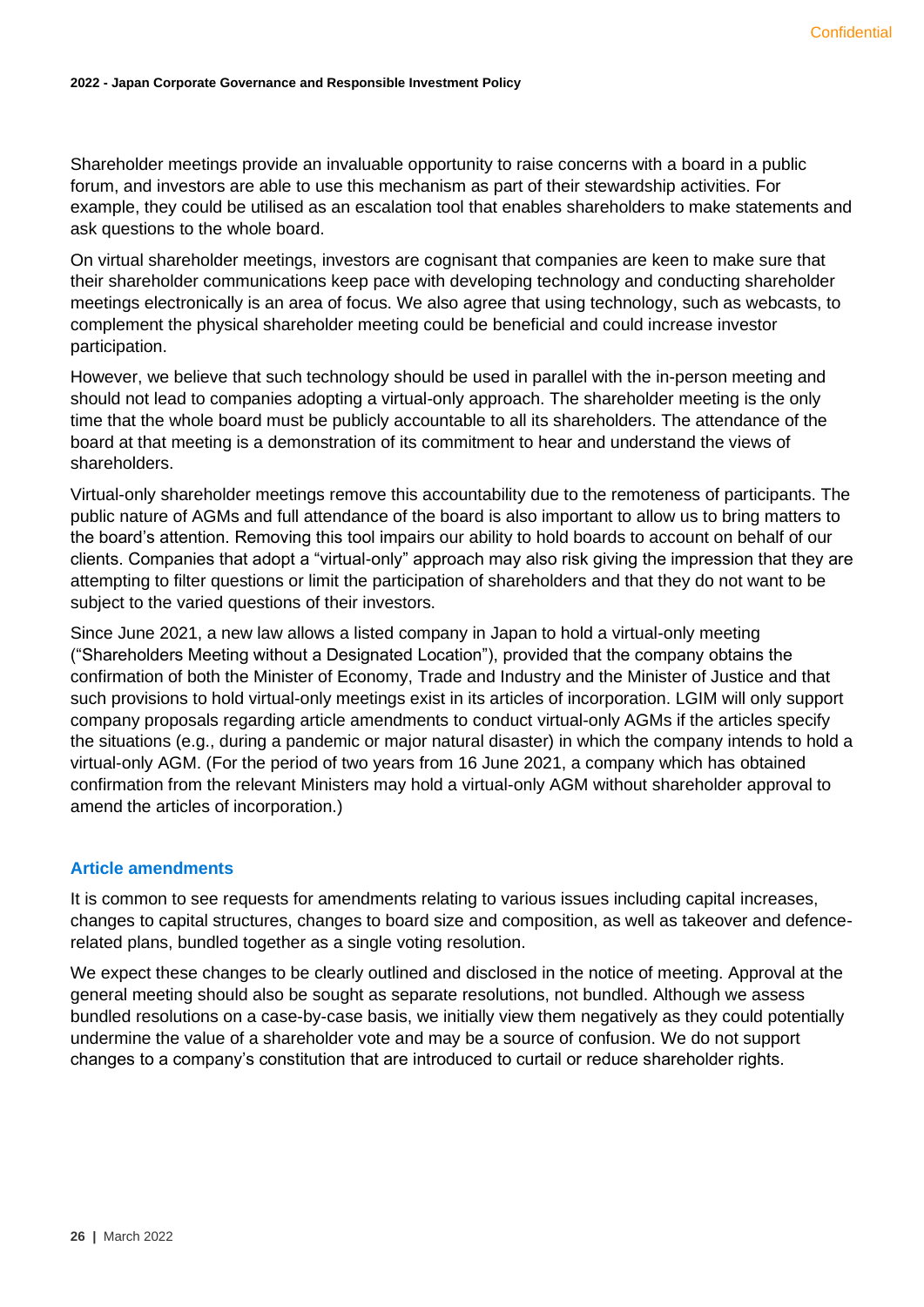Shareholder meetings provide an invaluable opportunity to raise concerns with a board in a public forum, and investors are able to use this mechanism as part of their stewardship activities. For example, they could be utilised as an escalation tool that enables shareholders to make statements and ask questions to the whole board.

On virtual shareholder meetings, investors are cognisant that companies are keen to make sure that their shareholder communications keep pace with developing technology and conducting shareholder meetings electronically is an area of focus. We also agree that using technology, such as webcasts, to complement the physical shareholder meeting could be beneficial and could increase investor participation.

However, we believe that such technology should be used in parallel with the in-person meeting and should not lead to companies adopting a virtual-only approach. The shareholder meeting is the only time that the whole board must be publicly accountable to all its shareholders. The attendance of the board at that meeting is a demonstration of its commitment to hear and understand the views of shareholders.

Virtual-only shareholder meetings remove this accountability due to the remoteness of participants. The public nature of AGMs and full attendance of the board is also important to allow us to bring matters to the board's attention. Removing this tool impairs our ability to hold boards to account on behalf of our clients. Companies that adopt a "virtual-only" approach may also risk giving the impression that they are attempting to filter questions or limit the participation of shareholders and that they do not want to be subject to the varied questions of their investors.

Since June 2021, a new law allows a listed company in Japan to hold a virtual-only meeting ("Shareholders Meeting without a Designated Location"), provided that the company obtains the confirmation of both the Minister of Economy, Trade and Industry and the Minister of Justice and that such provisions to hold virtual-only meetings exist in its articles of incorporation. LGIM will only support company proposals regarding article amendments to conduct virtual-only AGMs if the articles specify the situations (e.g., during a pandemic or major natural disaster) in which the company intends to hold a virtual-only AGM. (For the period of two years from 16 June 2021, a company which has obtained confirmation from the relevant Ministers may hold a virtual-only AGM without shareholder approval to amend the articles of incorporation.)

## Article amendments

It is common to see requests for amendments relating to various issues including capital increases, changes to capital structures, changes to board size and composition, as well as takeover and defence-related plans, bundled together as a single voting resolution.

We expect these changes to be clearly outlined and disclosed in the notice of meeting. Approval at the general meeting should also be sought as separate resolutions, not bundled. Although we assess bundled resolutions on a case-by-case basis, we initially view them negatively as they could potentially undermine the value of a shareholder vote and may be a source of confusion. We do not support changes to a company's constitution that are introduced to curtail or reduce shareholder rights.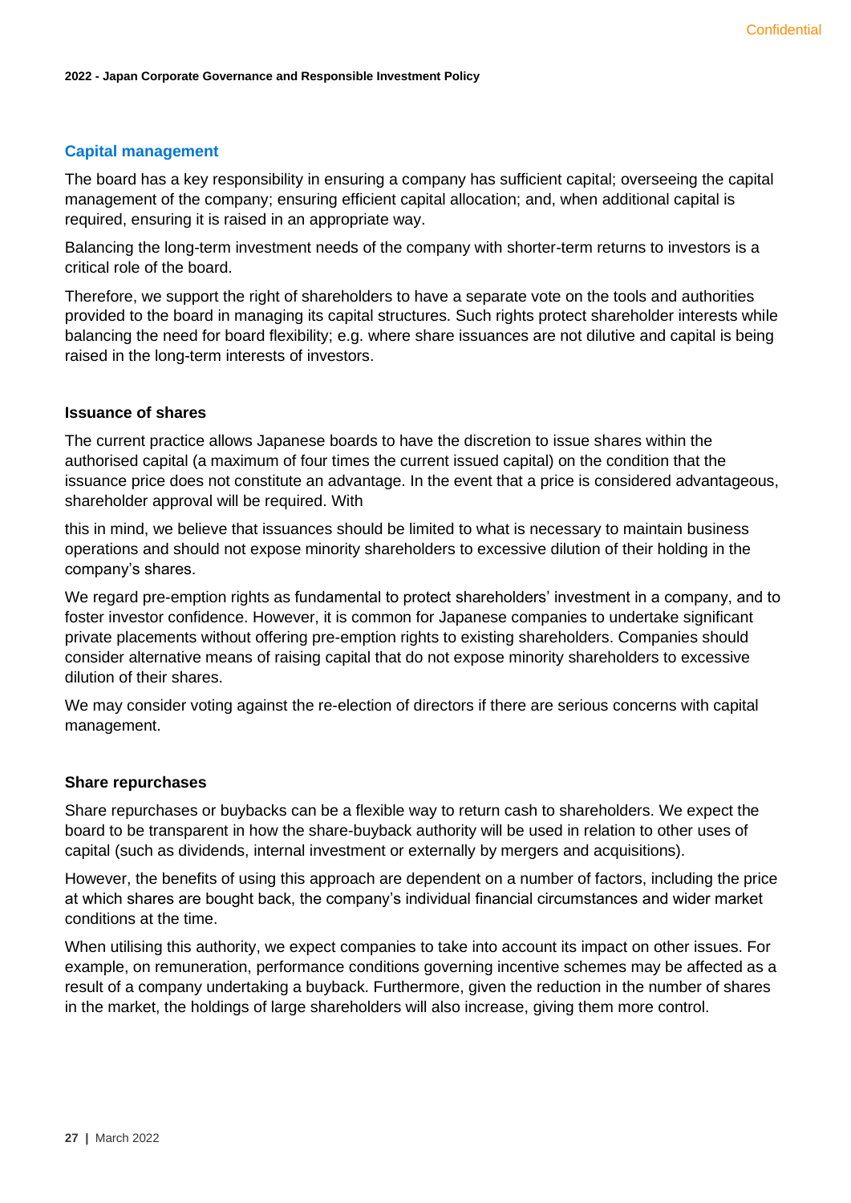## Capital management

The board has a key responsibility in ensuring a company has sufficient capital; overseeing the capital management of the company; ensuring efficient capital allocation; and, when additional capital is required, ensuring it is raised in an appropriate way.

Balancing the long-term investment needs of the company with shorter-term returns to investors is a critical role of the board.

Therefore, we support the right of shareholders to have a separate vote on the tools and authorities provided to the board in managing its capital structures. Such rights protect shareholder interests while balancing the need for board flexibility; e.g. where share issuances are not dilutive and capital is being raised in the long-term interests of investors.

### Issuance of shares

The current practice allows Japanese boards to have the discretion to issue shares within the authorised capital (a maximum of four times the current issued capital) on the condition that the issuance price does not constitute an advantage. In the event that a price is considered advantageous, shareholder approval will be required. With this in mind, we believe that issuances should be limited to what is necessary to maintain business operations and should not expose minority shareholders to excessive dilution of their holding in the company's shares.

We regard pre-emption rights as fundamental to protect shareholders' investment in a company, and to foster investor confidence. However, it is common for Japanese companies to undertake significant private placements without offering pre-emption rights to existing shareholders. Companies should consider alternative means of raising capital that do not expose minority shareholders to excessive dilution of their shares.

We may consider voting against the re-election of directors if there are serious concerns with capital management.

### Share repurchases

Share repurchases or buybacks can be a flexible way to return cash to shareholders. We expect the board to be transparent in how the share-buyback authority will be used in relation to other uses of capital (such as dividends, internal investment or externally by mergers and acquisitions).

However, the benefits of using this approach are dependent on a number of factors, including the price at which shares are bought back, the company's individual financial circumstances and wider market conditions at the time.

When utilising this authority, we expect companies to take into account its impact on other issues. For example, on remuneration, performance conditions governing incentive schemes may be affected as a result of a company undertaking a buyback. Furthermore, given the reduction in the number of shares in the market, the holdings of large shareholders will also increase, giving them more control.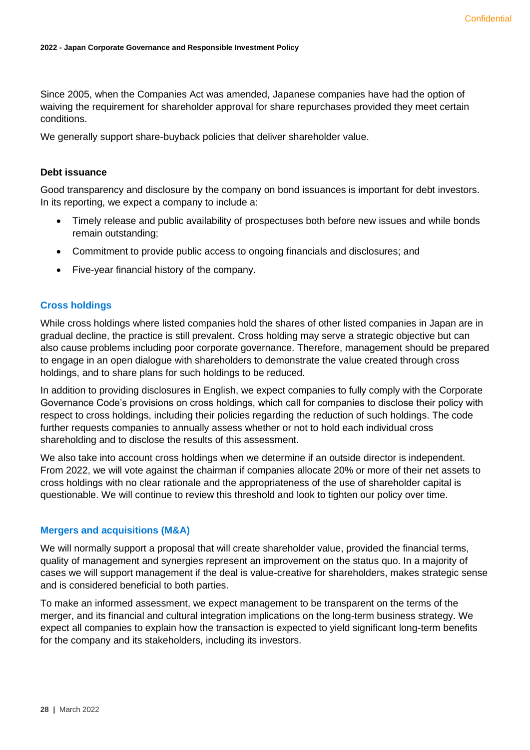Since 2005, when the Companies Act was amended, Japanese companies have had the option of waiving the requirement for shareholder approval for share repurchases provided they meet certain conditions.

We generally support share-buyback policies that deliver shareholder value.

### Debt issuance

Good transparency and disclosure by the company on bond issuances is important for debt investors. In its reporting, we expect a company to include a:

- Timely release and public availability of prospectuses both before new issues and while bonds remain outstanding;
- Commitment to provide public access to ongoing financials and disclosures; and
- Five-year financial history of the company.

## Cross holdings

While cross holdings where listed companies hold the shares of other listed companies in Japan are in gradual decline, the practice is still prevalent. Cross holding may serve a strategic objective but can also cause problems including poor corporate governance. Therefore, management should be prepared to engage in an open dialogue with shareholders to demonstrate the value created through cross holdings, and to share plans for such holdings to be reduced.

In addition to providing disclosures in English, we expect companies to fully comply with the Corporate Governance Code's provisions on cross holdings, which call for companies to disclose their policy with respect to cross holdings, including their policies regarding the reduction of such holdings. The code further requests companies to annually assess whether or not to hold each individual cross shareholding and to disclose the results of this assessment.

We also take into account cross holdings when we determine if an outside director is independent. From 2022, we will vote against the chairman if companies allocate 20% or more of their net assets to cross holdings with no clear rationale and the appropriateness of the use of shareholder capital is questionable. We will continue to review this threshold and look to tighten our policy over time.

## Mergers and acquisitions (M&A)

We will normally support a proposal that will create shareholder value, provided the financial terms, quality of management and synergies represent an improvement on the status quo. In a majority of cases we will support management if the deal is value-creative for shareholders, makes strategic sense and is considered beneficial to both parties.

To make an informed assessment, we expect management to be transparent on the terms of the merger, and its financial and cultural integration implications on the long-term business strategy. We expect all companies to explain how the transaction is expected to yield significant long-term benefits for the company and its stakeholders, including its investors.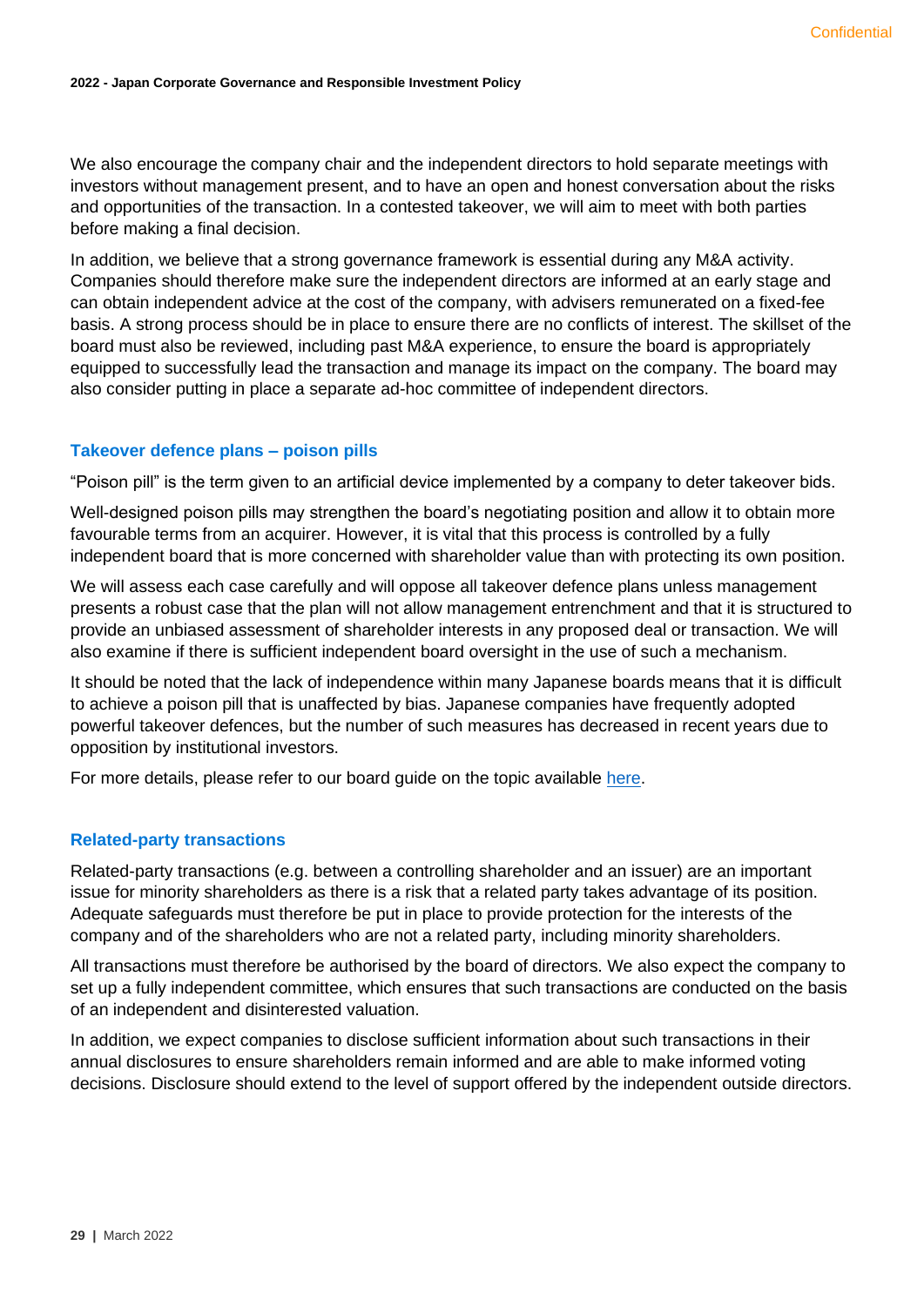We also encourage the company chair and the independent directors to hold separate meetings with investors without management present, and to have an open and honest conversation about the risks and opportunities of the transaction. In a contested takeover, we will aim to meet with both parties before making a final decision.

In addition, we believe that a strong governance framework is essential during any M&A activity. Companies should therefore make sure the independent directors are informed at an early stage and can obtain independent advice at the cost of the company, with advisers remunerated on a fixed-fee basis. A strong process should be in place to ensure there are no conflicts of interest. The skillset of the board must also be reviewed, including past M&A experience, to ensure the board is appropriately equipped to successfully lead the transaction and manage its impact on the company. The board may also consider putting in place a separate ad-hoc committee of independent directors.

### Takeover defence plans – poison pills

"Poison pill" is the term given to an artificial device implemented by a company to deter takeover bids.

Well-designed poison pills may strengthen the board's negotiating position and allow it to obtain more favourable terms from an acquirer. However, it is vital that this process is controlled by a fully independent board that is more concerned with shareholder value than with protecting its own position.

We will assess each case carefully and will oppose all takeover defence plans unless management presents a robust case that the plan will not allow management entrenchment and that it is structured to provide an unbiased assessment of shareholder interests in any proposed deal or transaction. We will also examine if there is sufficient independent board oversight in the use of such a mechanism.

It should be noted that the lack of independence within many Japanese boards means that it is difficult to achieve a poison pill that is unaffected by bias. Japanese companies have frequently adopted powerful takeover defences, but the number of such measures has decreased in recent years due to opposition by institutional investors.

For more details, please refer to our board guide on the topic available here.

### Related-party transactions

Related-party transactions (e.g. between a controlling shareholder and an issuer) are an important issue for minority shareholders as there is a risk that a related party takes advantage of its position. Adequate safeguards must therefore be put in place to provide protection for the interests of the company and of the shareholders who are not a related party, including minority shareholders.

All transactions must therefore be authorised by the board of directors. We also expect the company to set up a fully independent committee, which ensures that such transactions are conducted on the basis of an independent and disinterested valuation.

In addition, we expect companies to disclose sufficient information about such transactions in their annual disclosures to ensure shareholders remain informed and are able to make informed voting decisions. Disclosure should extend to the level of support offered by the independent outside directors.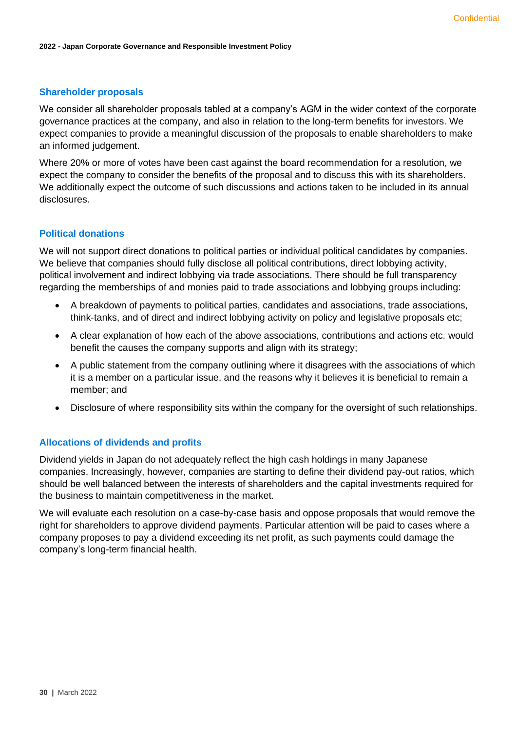## Shareholder proposals

We consider all shareholder proposals tabled at a company's AGM in the wider context of the corporate governance practices at the company, and also in relation to the long-term benefits for investors. We expect companies to provide a meaningful discussion of the proposals to enable shareholders to make an informed judgement.

Where 20% or more of votes have been cast against the board recommendation for a resolution, we expect the company to consider the benefits of the proposal and to discuss this with its shareholders. We additionally expect the outcome of such discussions and actions taken to be included in its annual disclosures.

## Political donations

We will not support direct donations to political parties or individual political candidates by companies. We believe that companies should fully disclose all political contributions, direct lobbying activity, political involvement and indirect lobbying via trade associations. There should be full transparency regarding the memberships of and monies paid to trade associations and lobbying groups including:

- A breakdown of payments to political parties, candidates and associations, trade associations, think-tanks, and of direct and indirect lobbying activity on policy and legislative proposals etc;
- A clear explanation of how each of the above associations, contributions and actions etc. would benefit the causes the company supports and align with its strategy;
- A public statement from the company outlining where it disagrees with the associations of which it is a member on a particular issue, and the reasons why it believes it is beneficial to remain a member; and
- Disclosure of where responsibility sits within the company for the oversight of such relationships.

## Allocations of dividends and profits

Dividend yields in Japan do not adequately reflect the high cash holdings in many Japanese companies. Increasingly, however, companies are starting to define their dividend pay-out ratios, which should be well balanced between the interests of shareholders and the capital investments required for the business to maintain competitiveness in the market.

We will evaluate each resolution on a case-by-case basis and oppose proposals that would remove the right for shareholders to approve dividend payments. Particular attention will be paid to cases where a company proposes to pay a dividend exceeding its net profit, as such payments could damage the company's long-term financial health.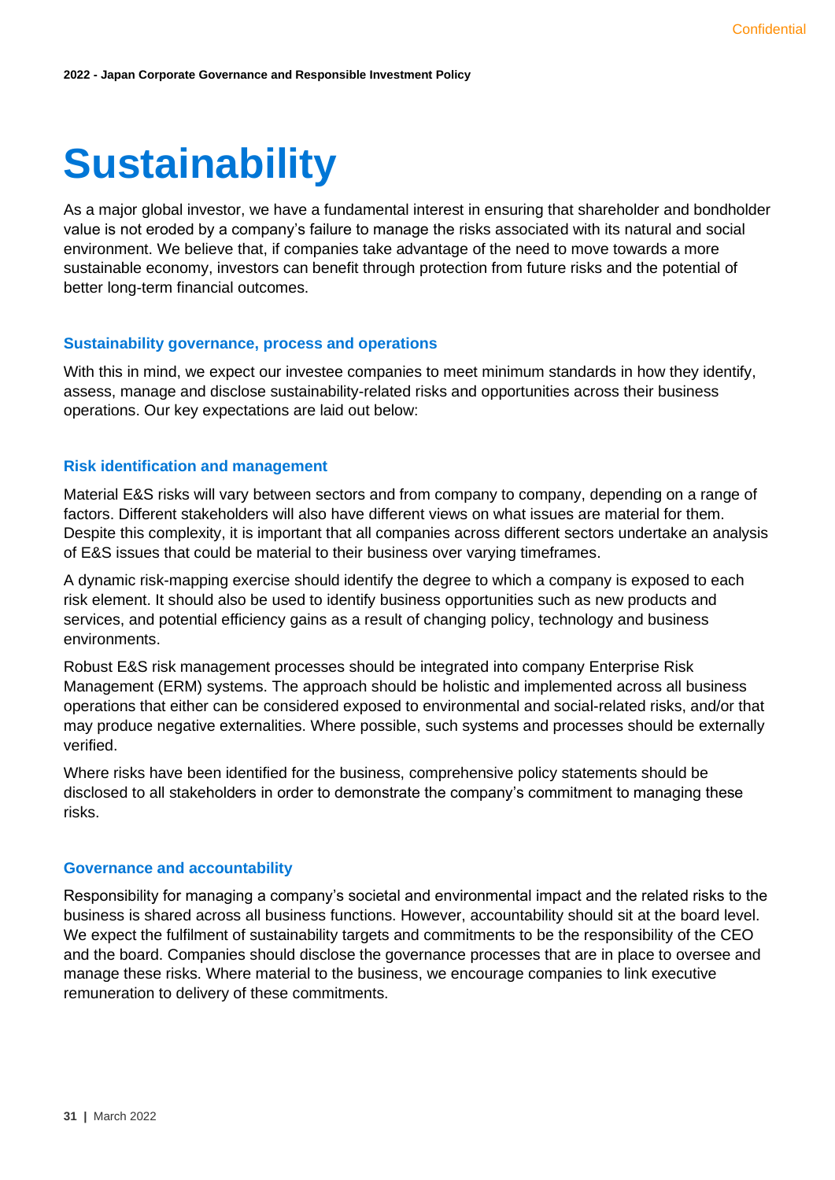# Sustainability

As a major global investor, we have a fundamental interest in ensuring that shareholder and bondholder value is not eroded by a company's failure to manage the risks associated with its natural and social environment. We believe that, if companies take advantage of the need to move towards a more sustainable economy, investors can benefit through protection from future risks and the potential of better long-term financial outcomes.

## Sustainability governance, process and operations

With this in mind, we expect our investee companies to meet minimum standards in how they identify, assess, manage and disclose sustainability-related risks and opportunities across their business operations. Our key expectations are laid out below:

## Risk identification and management

Material E&S risks will vary between sectors and from company to company, depending on a range of factors. Different stakeholders will also have different views on what issues are material for them. Despite this complexity, it is important that all companies across different sectors undertake an analysis of E&S issues that could be material to their business over varying timeframes.

A dynamic risk-mapping exercise should identify the degree to which a company is exposed to each risk element. It should also be used to identify business opportunities such as new products and services, and potential efficiency gains as a result of changing policy, technology and business environments.

Robust E&S risk management processes should be integrated into company Enterprise Risk Management (ERM) systems. The approach should be holistic and implemented across all business operations that either can be considered exposed to environmental and social-related risks, and/or that may produce negative externalities. Where possible, such systems and processes should be externally verified.

Where risks have been identified for the business, comprehensive policy statements should be disclosed to all stakeholders in order to demonstrate the company's commitment to managing these risks.

## Governance and accountability

Responsibility for managing a company's societal and environmental impact and the related risks to the business is shared across all business functions. However, accountability should sit at the board level. We expect the fulfilment of sustainability targets and commitments to be the responsibility of the CEO and the board. Companies should disclose the governance processes that are in place to oversee and manage these risks. Where material to the business, we encourage companies to link executive remuneration to delivery of these commitments.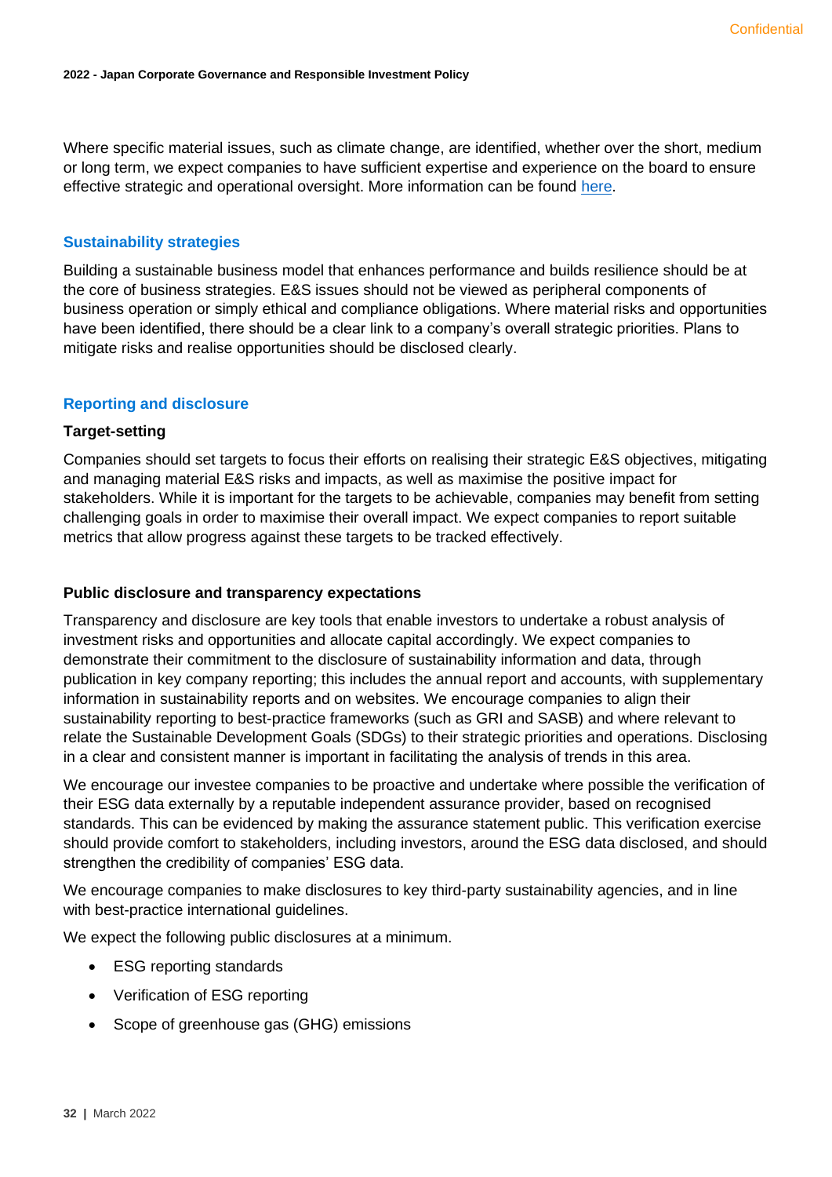Where specific material issues, such as climate change, are identified, whether over the short, medium or long term, we expect companies to have sufficient expertise and experience on the board to ensure effective strategic and operational oversight. More information can be found here.

## Sustainability strategies

Building a sustainable business model that enhances performance and builds resilience should be at the core of business strategies. E&S issues should not be viewed as peripheral components of business operation or simply ethical and compliance obligations. Where material risks and opportunities have been identified, there should be a clear link to a company's overall strategic priorities. Plans to mitigate risks and realise opportunities should be disclosed clearly.

## Reporting and disclosure

### Target-setting

Companies should set targets to focus their efforts on realising their strategic E&S objectives, mitigating and managing material E&S risks and impacts, as well as maximise the positive impact for stakeholders. While it is important for the targets to be achievable, companies may benefit from setting challenging goals in order to maximise their overall impact. We expect companies to report suitable metrics that allow progress against these targets to be tracked effectively.

### Public disclosure and transparency expectations

Transparency and disclosure are key tools that enable investors to undertake a robust analysis of investment risks and opportunities and allocate capital accordingly. We expect companies to demonstrate their commitment to the disclosure of sustainability information and data, through publication in key company reporting; this includes the annual report and accounts, with supplementary information in sustainability reports and on websites. We encourage companies to align their sustainability reporting to best-practice frameworks (such as GRI and SASB) and where relevant to relate the Sustainable Development Goals (SDGs) to their strategic priorities and operations. Disclosing in a clear and consistent manner is important in facilitating the analysis of trends in this area.

We encourage our investee companies to be proactive and undertake where possible the verification of their ESG data externally by a reputable independent assurance provider, based on recognised standards. This can be evidenced by making the assurance statement public. This verification exercise should provide comfort to stakeholders, including investors, around the ESG data disclosed, and should strengthen the credibility of companies' ESG data.

We encourage companies to make disclosures to key third-party sustainability agencies, and in line with best-practice international guidelines.

We expect the following public disclosures at a minimum.

- ESG reporting standards
- Verification of ESG reporting
- Scope of greenhouse gas (GHG) emissions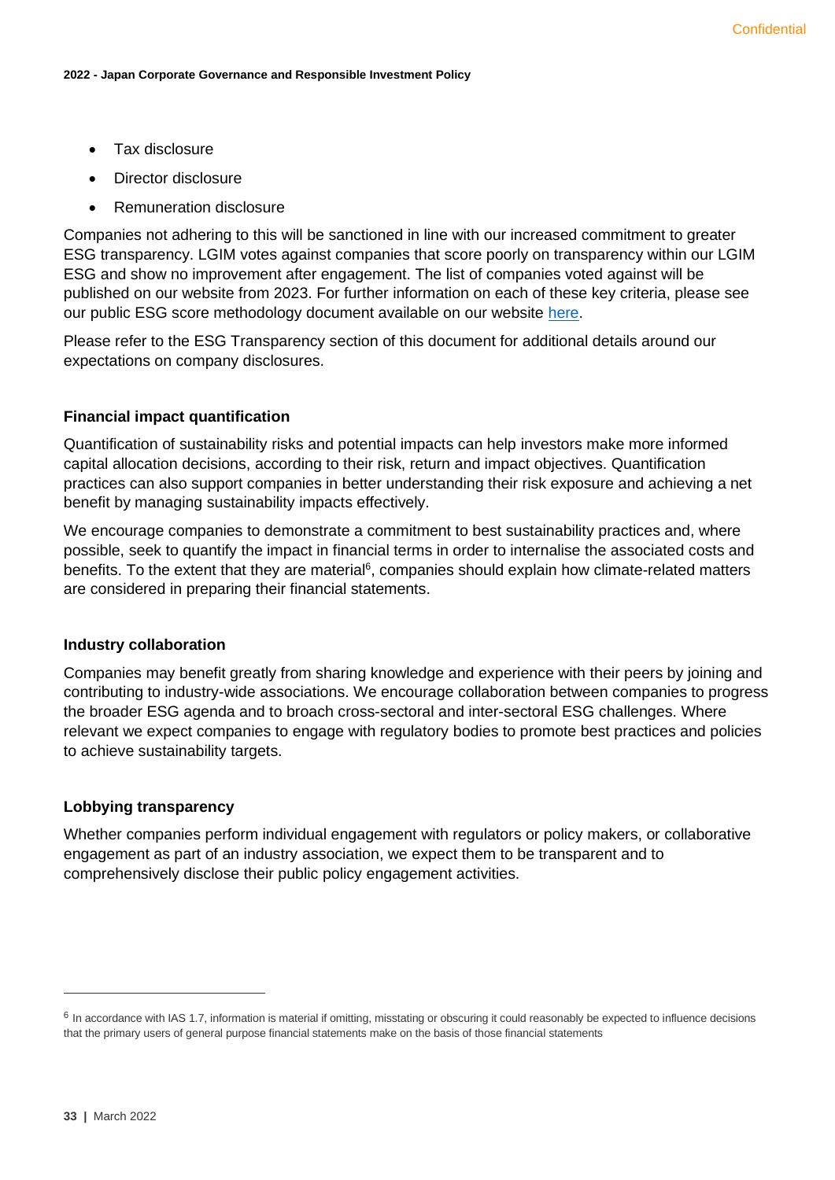- Tax disclosure
- Director disclosure
- Remuneration disclosure

Companies not adhering to this will be sanctioned in line with our increased commitment to greater ESG transparency. LGIM votes against companies that score poorly on transparency within our LGIM ESG and show no improvement after engagement. The list of companies voted against will be published on our website from 2023. For further information on each of these key criteria, please see our public ESG score methodology document available on our website here.

Please refer to the ESG Transparency section of this document for additional details around our expectations on company disclosures.

### Financial impact quantification

Quantification of sustainability risks and potential impacts can help investors make more informed capital allocation decisions, according to their risk, return and impact objectives. Quantification practices can also support companies in better understanding their risk exposure and achieving a net benefit by managing sustainability impacts effectively.

We encourage companies to demonstrate a commitment to best sustainability practices and, where possible, seek to quantify the impact in financial terms in order to internalise the associated costs and benefits. To the extent that they are material[6], companies should explain how climate-related matters are considered in preparing their financial statements.

### Industry collaboration

Companies may benefit greatly from sharing knowledge and experience with their peers by joining and contributing to industry-wide associations. We encourage collaboration between companies to progress the broader ESG agenda and to broach cross-sectoral and inter-sectoral ESG challenges. Where relevant we expect companies to engage with regulatory bodies to promote best practices and policies to achieve sustainability targets.

### Lobbying transparency

Whether companies perform individual engagement with regulators or policy makers, or collaborative engagement as part of an industry association, we expect them to be transparent and to comprehensively disclose their public policy engagement activities.

---

[6] In accordance with IAS 1.7, information is material if omitting, misstating or obscuring it could reasonably be expected to influence decisions that the primary users of general purpose financial statements make on the basis of those financial statements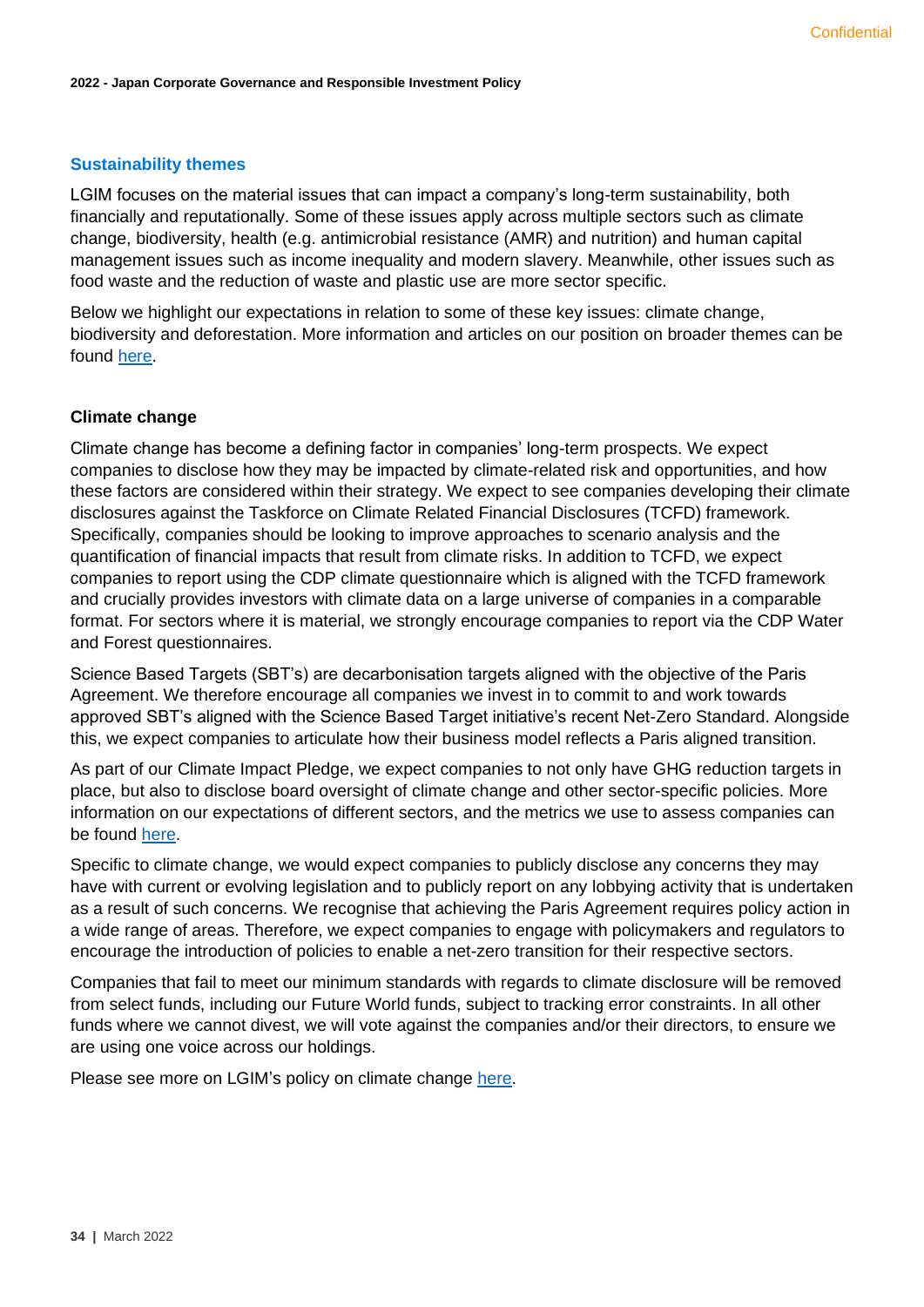## Sustainability themes

LGIM focuses on the material issues that can impact a company's long-term sustainability, both financially and reputationally. Some of these issues apply across multiple sectors such as climate change, biodiversity, health (e.g. antimicrobial resistance (AMR) and nutrition) and human capital management issues such as income inequality and modern slavery. Meanwhile, other issues such as food waste and the reduction of waste and plastic use are more sector specific.

Below we highlight our expectations in relation to some of these key issues: climate change, biodiversity and deforestation. More information and articles on our position on broader themes can be found here.

### Climate change

Climate change has become a defining factor in companies' long-term prospects. We expect companies to disclose how they may be impacted by climate-related risk and opportunities, and how these factors are considered within their strategy. We expect to see companies developing their climate disclosures against the Taskforce on Climate Related Financial Disclosures (TCFD) framework. Specifically, companies should be looking to improve approaches to scenario analysis and the quantification of financial impacts that result from climate risks. In addition to TCFD, we expect companies to report using the CDP climate questionnaire which is aligned with the TCFD framework and crucially provides investors with climate data on a large universe of companies in a comparable format. For sectors where it is material, we strongly encourage companies to report via the CDP Water and Forest questionnaires.

Science Based Targets (SBT's) are decarbonisation targets aligned with the objective of the Paris Agreement. We therefore encourage all companies we invest in to commit to and work towards approved SBT's aligned with the Science Based Target initiative's recent Net-Zero Standard. Alongside this, we expect companies to articulate how their business model reflects a Paris aligned transition.

As part of our Climate Impact Pledge, we expect companies to not only have GHG reduction targets in place, but also to disclose board oversight of climate change and other sector-specific policies. More information on our expectations of different sectors, and the metrics we use to assess companies can be found here.

Specific to climate change, we would expect companies to publicly disclose any concerns they may have with current or evolving legislation and to publicly report on any lobbying activity that is undertaken as a result of such concerns. We recognise that achieving the Paris Agreement requires policy action in a wide range of areas. Therefore, we expect companies to engage with policymakers and regulators to encourage the introduction of policies to enable a net-zero transition for their respective sectors.

Companies that fail to meet our minimum standards with regards to climate disclosure will be removed from select funds, including our Future World funds, subject to tracking error constraints. In all other funds where we cannot divest, we will vote against the companies and/or their directors, to ensure we are using one voice across our holdings.

Please see more on LGIM's policy on climate change here.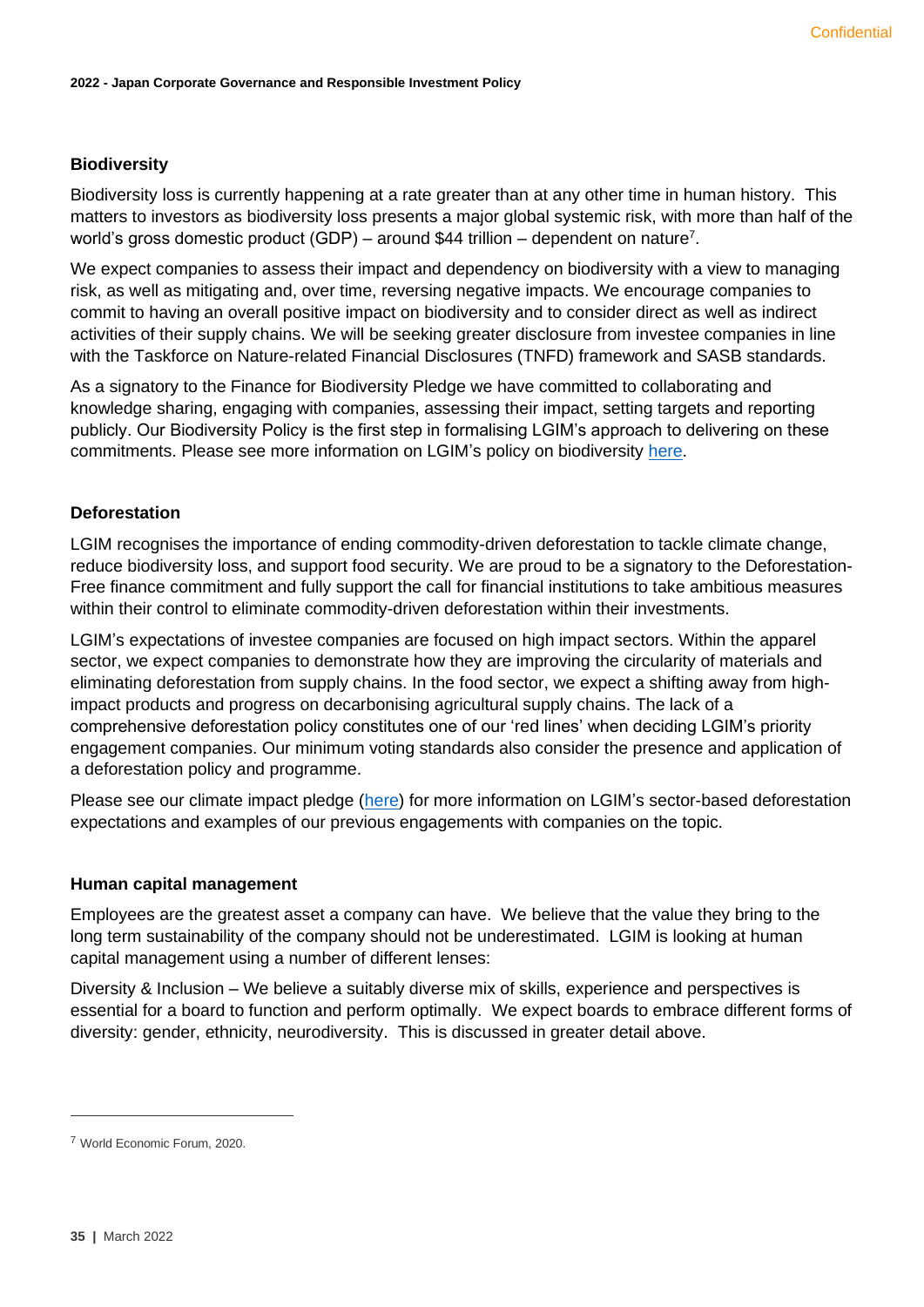### Biodiversity

Biodiversity loss is currently happening at a rate greater than at any other time in human history. This matters to investors as biodiversity loss presents a major global systemic risk, with more than half of the world's gross domestic product (GDP) – around $44 trillion – dependent on nature[7].

We expect companies to assess their impact and dependency on biodiversity with a view to managing risk, as well as mitigating and, over time, reversing negative impacts. We encourage companies to commit to having an overall positive impact on biodiversity and to consider direct as well as indirect activities of their supply chains. We will be seeking greater disclosure from investee companies in line with the Taskforce on Nature-related Financial Disclosures (TNFD) framework and SASB standards.

As a signatory to the Finance for Biodiversity Pledge we have committed to collaborating and knowledge sharing, engaging with companies, assessing their impact, setting targets and reporting publicly. Our Biodiversity Policy is the first step in formalising LGIM's approach to delivering on these commitments. Please see more information on LGIM's policy on biodiversity here.

### Deforestation

LGIM recognises the importance of ending commodity-driven deforestation to tackle climate change, reduce biodiversity loss, and support food security. We are proud to be a signatory to the Deforestation-Free finance commitment and fully support the call for financial institutions to take ambitious measures within their control to eliminate commodity-driven deforestation within their investments.

LGIM's expectations of investee companies are focused on high impact sectors. Within the apparel sector, we expect companies to demonstrate how they are improving the circularity of materials and eliminating deforestation from supply chains. In the food sector, we expect a shifting away from high-impact products and progress on decarbonising agricultural supply chains. The lack of a comprehensive deforestation policy constitutes one of our 'red lines' when deciding LGIM's priority engagement companies. Our minimum voting standards also consider the presence and application of a deforestation policy and programme.

Please see our climate impact pledge (here) for more information on LGIM's sector-based deforestation expectations and examples of our previous engagements with companies on the topic.

### Human capital management

Employees are the greatest asset a company can have. We believe that the value they bring to the long term sustainability of the company should not be underestimated. LGIM is looking at human capital management using a number of different lenses:

Diversity & Inclusion – We believe a suitably diverse mix of skills, experience and perspectives is essential for a board to function and perform optimally. We expect boards to embrace different forms of diversity: gender, ethnicity, neurodiversity. This is discussed in greater detail above.

---

[7] World Economic Forum, 2020.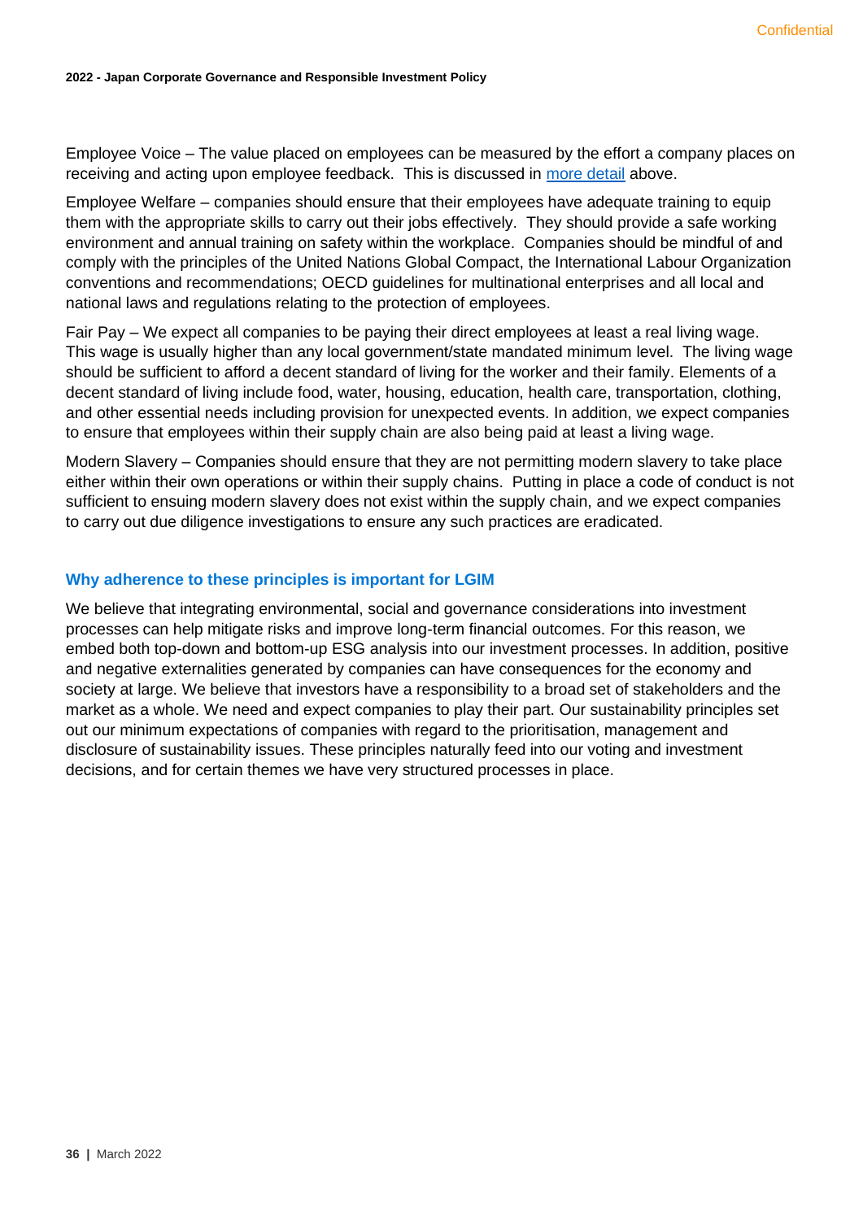Employee Voice – The value placed on employees can be measured by the effort a company places on receiving and acting upon employee feedback. This is discussed in more detail above.

Employee Welfare – companies should ensure that their employees have adequate training to equip them with the appropriate skills to carry out their jobs effectively. They should provide a safe working environment and annual training on safety within the workplace. Companies should be mindful of and comply with the principles of the United Nations Global Compact, the International Labour Organization conventions and recommendations; OECD guidelines for multinational enterprises and all local and national laws and regulations relating to the protection of employees.

Fair Pay – We expect all companies to be paying their direct employees at least a real living wage. This wage is usually higher than any local government/state mandated minimum level. The living wage should be sufficient to afford a decent standard of living for the worker and their family. Elements of a decent standard of living include food, water, housing, education, health care, transportation, clothing, and other essential needs including provision for unexpected events. In addition, we expect companies to ensure that employees within their supply chain are also being paid at least a living wage.

Modern Slavery – Companies should ensure that they are not permitting modern slavery to take place either within their own operations or within their supply chains. Putting in place a code of conduct is not sufficient to ensuing modern slavery does not exist within the supply chain, and we expect companies to carry out due diligence investigations to ensure any such practices are eradicated.

### Why adherence to these principles is important for LGIM

We believe that integrating environmental, social and governance considerations into investment processes can help mitigate risks and improve long-term financial outcomes. For this reason, we embed both top-down and bottom-up ESG analysis into our investment processes. In addition, positive and negative externalities generated by companies can have consequences for the economy and society at large. We believe that investors have a responsibility to a broad set of stakeholders and the market as a whole. We need and expect companies to play their part. Our sustainability principles set out our minimum expectations of companies with regard to the prioritisation, management and disclosure of sustainability issues. These principles naturally feed into our voting and investment decisions, and for certain themes we have very structured processes in place.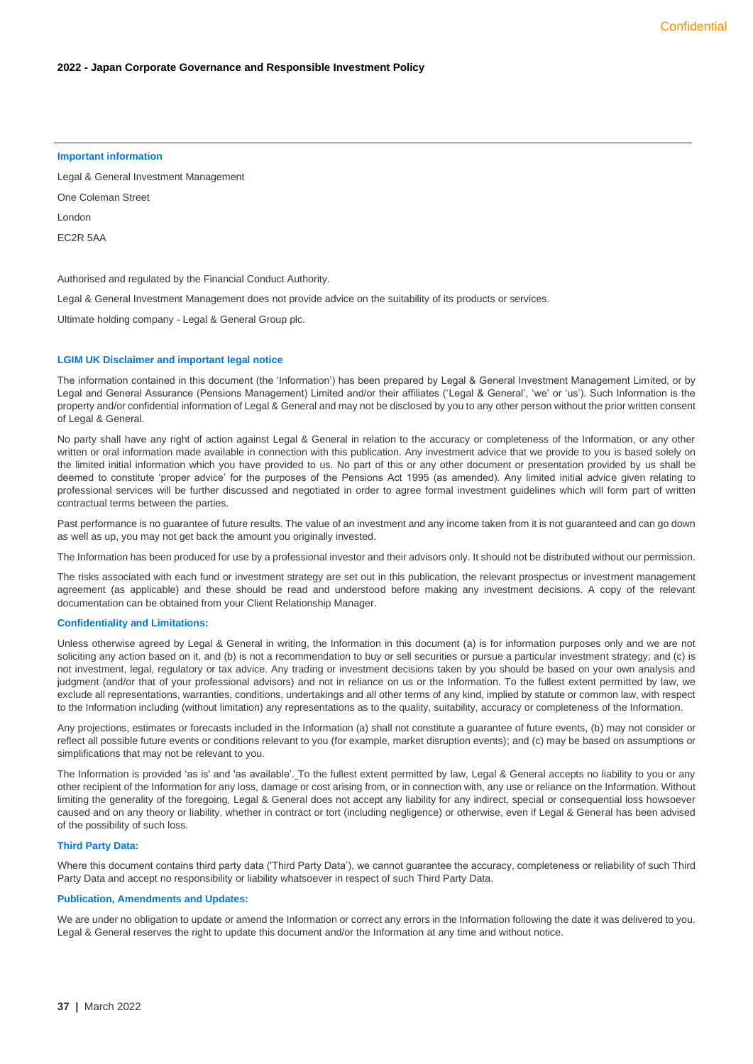### Important information

Legal & General Investment Management

One Coleman Street

London

EC2R 5AA

Authorised and regulated by the Financial Conduct Authority.

Legal & General Investment Management does not provide advice on the suitability of its products or services.

Ultimate holding company - Legal & General Group plc.

### LGIM UK Disclaimer and important legal notice

The information contained in this document (the 'Information') has been prepared by Legal & General Investment Management Limited, or by Legal and General Assurance (Pensions Management) Limited and/or their affiliates ('Legal & General', 'we' or 'us'). Such Information is the property and/or confidential information of Legal & General and may not be disclosed by you to any other person without the prior written consent of Legal & General.

No party shall have any right of action against Legal & General in relation to the accuracy or completeness of the Information, or any other written or oral information made available in connection with this publication. Any investment advice that we provide to you is based solely on the limited initial information which you have provided to us. No part of this or any other document or presentation provided by us shall be deemed to constitute 'proper advice' for the purposes of the Pensions Act 1995 (as amended). Any limited initial advice given relating to professional services will be further discussed and negotiated in order to agree formal investment guidelines which will form part of written contractual terms between the parties.

Past performance is no guarantee of future results. The value of an investment and any income taken from it is not guaranteed and can go down as well as up, you may not get back the amount you originally invested.

The Information has been produced for use by a professional investor and their advisors only. It should not be distributed without our permission.

The risks associated with each fund or investment strategy are set out in this publication, the relevant prospectus or investment management agreement (as applicable) and these should be read and understood before making any investment decisions. A copy of the relevant documentation can be obtained from your Client Relationship Manager.

### Confidentiality and Limitations:

Unless otherwise agreed by Legal & General in writing, the Information in this document (a) is for information purposes only and we are not soliciting any action based on it, and (b) is not a recommendation to buy or sell securities or pursue a particular investment strategy; and (c) is not investment, legal, regulatory or tax advice. Any trading or investment decisions taken by you should be based on your own analysis and judgment (and/or that of your professional advisors) and not in reliance on us or the Information. To the fullest extent permitted by law, we exclude all representations, warranties, conditions, undertakings and all other terms of any kind, implied by statute or common law, with respect to the Information including (without limitation) any representations as to the quality, suitability, accuracy or completeness of the Information.

Any projections, estimates or forecasts included in the Information (a) shall not constitute a guarantee of future events, (b) may not consider or reflect all possible future events or conditions relevant to you (for example, market disruption events); and (c) may be based on assumptions or simplifications that may not be relevant to you.

The Information is provided 'as is' and 'as available'. To the fullest extent permitted by law, Legal & General accepts no liability to you or any other recipient of the Information for any loss, damage or cost arising from, or in connection with, any use or reliance on the Information. Without limiting the generality of the foregoing, Legal & General does not accept any liability for any indirect, special or consequential loss howsoever caused and on any theory or liability, whether in contract or tort (including negligence) or otherwise, even if Legal & General has been advised of the possibility of such loss.

### Third Party Data:

Where this document contains third party data ('Third Party Data'), we cannot guarantee the accuracy, completeness or reliability of such Third Party Data and accept no responsibility or liability whatsoever in respect of such Third Party Data.

### Publication, Amendments and Updates:

We are under no obligation to update or amend the Information or correct any errors in the Information following the date it was delivered to you. Legal & General reserves the right to update this document and/or the Information at any time and without notice.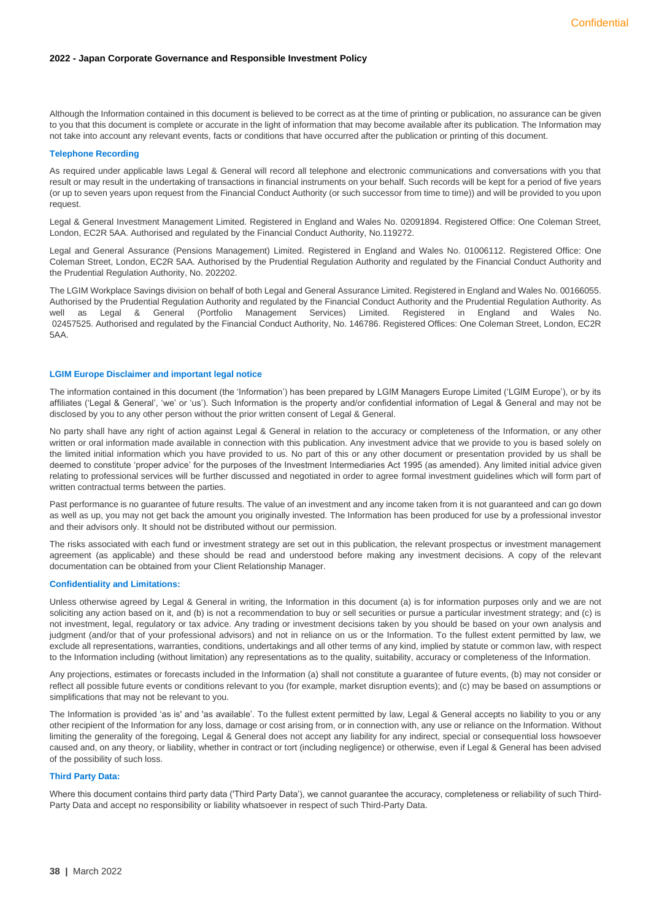Although the Information contained in this document is believed to be correct as at the time of printing or publication, no assurance can be given to you that this document is complete or accurate in the light of information that may become available after its publication. The Information may not take into account any relevant events, facts or conditions that have occurred after the publication or printing of this document.

### Telephone Recording

As required under applicable laws Legal & General will record all telephone and electronic communications and conversations with you that result or may result in the undertaking of transactions in financial instruments on your behalf. Such records will be kept for a period of five years (or up to seven years upon request from the Financial Conduct Authority (or such successor from time to time)) and will be provided to you upon request.

Legal & General Investment Management Limited. Registered in England and Wales No. 02091894. Registered Office: One Coleman Street, London, EC2R 5AA. Authorised and regulated by the Financial Conduct Authority, No.119272.

Legal and General Assurance (Pensions Management) Limited. Registered in England and Wales No. 01006112. Registered Office: One Coleman Street, London, EC2R 5AA. Authorised by the Prudential Regulation Authority and regulated by the Financial Conduct Authority and the Prudential Regulation Authority, No. 202202.

The LGIM Workplace Savings division on behalf of both Legal and General Assurance Limited. Registered in England and Wales No. 00166055. Authorised by the Prudential Regulation Authority and regulated by the Financial Conduct Authority and the Prudential Regulation Authority. As well as Legal & General (Portfolio Management Services) Limited. Registered in England and Wales No. 02457525. Authorised and regulated by the Financial Conduct Authority, No. 146786. Registered Offices: One Coleman Street, London, EC2R 5AA.

### LGIM Europe Disclaimer and important legal notice

The information contained in this document (the 'Information') has been prepared by LGIM Managers Europe Limited ('LGIM Europe'), or by its affiliates ('Legal & General', 'we' or 'us'). Such Information is the property and/or confidential information of Legal & General and may not be disclosed by you to any other person without the prior written consent of Legal & General.

No party shall have any right of action against Legal & General in relation to the accuracy or completeness of the Information, or any other written or oral information made available in connection with this publication. Any investment advice that we provide to you is based solely on the limited initial information which you have provided to us. No part of this or any other document or presentation provided by us shall be deemed to constitute 'proper advice' for the purposes of the Investment Intermediaries Act 1995 (as amended). Any limited initial advice given relating to professional services will be further discussed and negotiated in order to agree formal investment guidelines which will form part of written contractual terms between the parties.

Past performance is no guarantee of future results. The value of an investment and any income taken from it is not guaranteed and can go down as well as up, you may not get back the amount you originally invested. The Information has been produced for use by a professional investor and their advisors only. It should not be distributed without our permission.

The risks associated with each fund or investment strategy are set out in this publication, the relevant prospectus or investment management agreement (as applicable) and these should be read and understood before making any investment decisions. A copy of the relevant documentation can be obtained from your Client Relationship Manager.

### Confidentiality and Limitations:

Unless otherwise agreed by Legal & General in writing, the Information in this document (a) is for information purposes only and we are not soliciting any action based on it, and (b) is not a recommendation to buy or sell securities or pursue a particular investment strategy; and (c) is not investment, legal, regulatory or tax advice. Any trading or investment decisions taken by you should be based on your own analysis and judgment (and/or that of your professional advisors) and not in reliance on us or the Information. To the fullest extent permitted by law, we exclude all representations, warranties, conditions, undertakings and all other terms of any kind, implied by statute or common law, with respect to the Information including (without limitation) any representations as to the quality, suitability, accuracy or completeness of the Information.

Any projections, estimates or forecasts included in the Information (a) shall not constitute a guarantee of future events, (b) may not consider or reflect all possible future events or conditions relevant to you (for example, market disruption events); and (c) may be based on assumptions or simplifications that may not be relevant to you.

The Information is provided 'as is' and 'as available'. To the fullest extent permitted by law, Legal & General accepts no liability to you or any other recipient of the Information for any loss, damage or cost arising from, or in connection with, any use or reliance on the Information. Without limiting the generality of the foregoing, Legal & General does not accept any liability for any indirect, special or consequential loss howsoever caused and, on any theory, or liability, whether in contract or tort (including negligence) or otherwise, even if Legal & General has been advised of the possibility of such loss.

### Third Party Data:

Where this document contains third party data ('Third Party Data'), we cannot guarantee the accuracy, completeness or reliability of such Third-Party Data and accept no responsibility or liability whatsoever in respect of such Third-Party Data.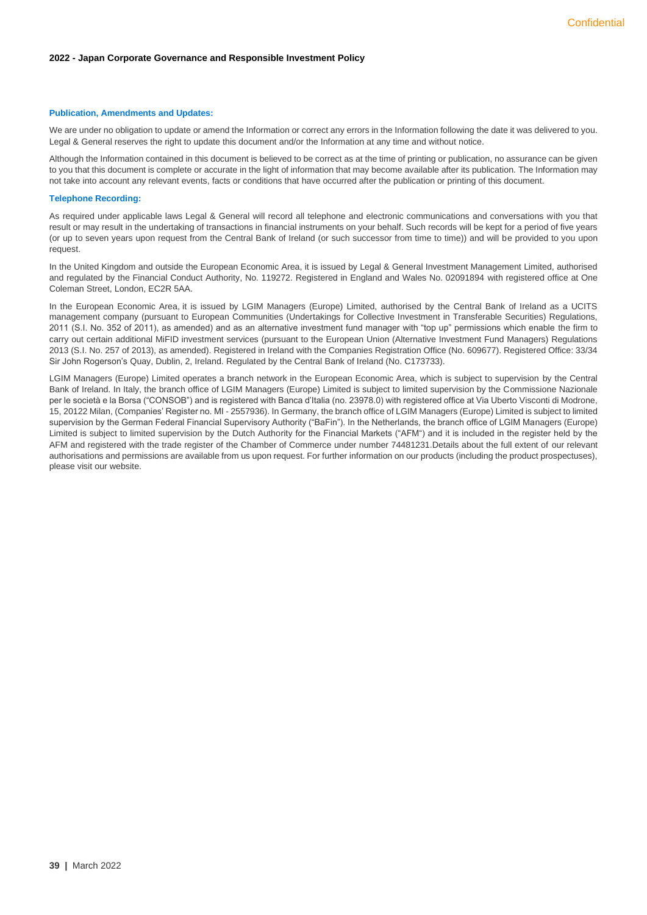### Publication, Amendments and Updates:

We are under no obligation to update or amend the Information or correct any errors in the Information following the date it was delivered to you. Legal & General reserves the right to update this document and/or the Information at any time and without notice.

Although the Information contained in this document is believed to be correct as at the time of printing or publication, no assurance can be given to you that this document is complete or accurate in the light of information that may become available after its publication. The Information may not take into account any relevant events, facts or conditions that have occurred after the publication or printing of this document.

### Telephone Recording:

As required under applicable laws Legal & General will record all telephone and electronic communications and conversations with you that result or may result in the undertaking of transactions in financial instruments on your behalf. Such records will be kept for a period of five years (or up to seven years upon request from the Central Bank of Ireland (or such successor from time to time)) and will be provided to you upon request.

In the United Kingdom and outside the European Economic Area, it is issued by Legal & General Investment Management Limited, authorised and regulated by the Financial Conduct Authority, No. 119272. Registered in England and Wales No. 02091894 with registered office at One Coleman Street, London, EC2R 5AA.

In the European Economic Area, it is issued by LGIM Managers (Europe) Limited, authorised by the Central Bank of Ireland as a UCITS management company (pursuant to European Communities (Undertakings for Collective Investment in Transferable Securities) Regulations, 2011 (S.I. No. 352 of 2011), as amended) and as an alternative investment fund manager with "top up" permissions which enable the firm to carry out certain additional MiFID investment services (pursuant to the European Union (Alternative Investment Fund Managers) Regulations 2013 (S.I. No. 257 of 2013), as amended). Registered in Ireland with the Companies Registration Office (No. 609677). Registered Office: 33/34 Sir John Rogerson's Quay, Dublin, 2, Ireland. Regulated by the Central Bank of Ireland (No. C173733).

LGIM Managers (Europe) Limited operates a branch network in the European Economic Area, which is subject to supervision by the Central Bank of Ireland. In Italy, the branch office of LGIM Managers (Europe) Limited is subject to limited supervision by the Commissione Nazionale per le società e la Borsa ("CONSOB") and is registered with Banca d'Italia (no. 23978.0) with registered office at Via Uberto Visconti di Modrone, 15, 20122 Milan, (Companies' Register no. MI - 2557936). In Germany, the branch office of LGIM Managers (Europe) Limited is subject to limited supervision by the German Federal Financial Supervisory Authority ("BaFin"). In the Netherlands, the branch office of LGIM Managers (Europe) Limited is subject to limited supervision by the Dutch Authority for the Financial Markets ("AFM") and it is included in the register held by the AFM and registered with the trade register of the Chamber of Commerce under number 74481231.Details about the full extent of our relevant authorisations and permissions are available from us upon request. For further information on our products (including the product prospectuses), please visit our website.